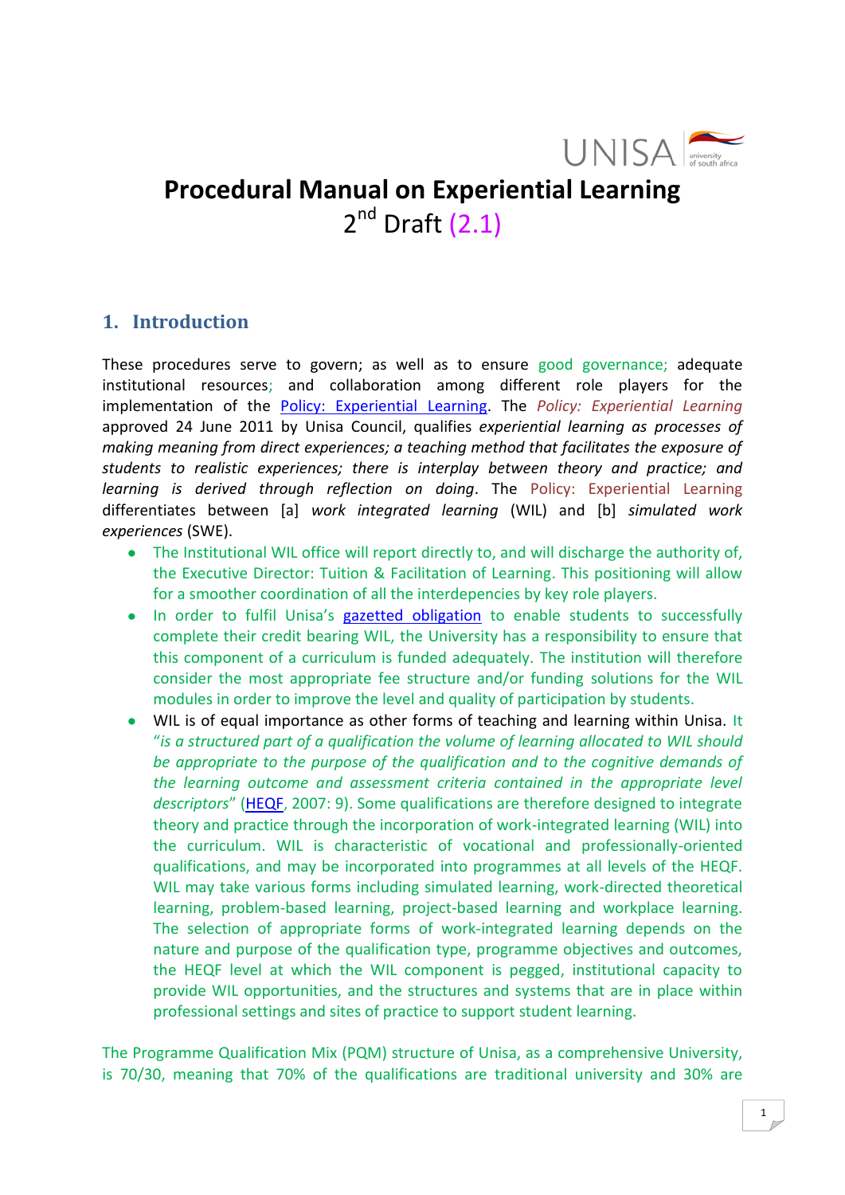# Procedural Manual on Experiential Learning

2nd Draft (2.1)

## 1. Introduction

These procedures serve to govern; as well as to ensure good governance; adequate institutional resources; and collaboration among different role players for the implementation of the Policy: Experiential Learning. The *Policy: Experiential Learning* approved 24 June 2011 by Unisa Council, qualifies *experiential learning as processes of making meaning from direct experiences; a teaching method that facilitates the exposure of students to realistic experiences; there is interplay between theory and practice; and learning is derived through reflection on doing*. The Policy: Experiential Learning differentiates between [a] *work integrated learning* (WIL) and [b] *simulated work experiences* (SWE).

- The Institutional WIL office will report directly to, and will discharge the authority of, the Executive Director: Tuition & Facilitation of Learning. This positioning will allow for a smoother coordination of all the interdepecies by key role players.
- In order to fulfil Unisa's gazetted obligation to enable students to successfully complete their credit bearing WIL, the University has a responsibility to ensure that this component of a curriculum is funded adequately. The institution will therefore consider the most appropriate fee structure and/or funding solutions for the WIL modules in order to improve the level and quality of participation by students.
- WIL is of equal importance as other forms of teaching and learning within Unisa. It "*is a structured part of a qualification the volume of learning allocated to WIL should be appropriate to the purpose of the qualification and to the cognitive demands of the learning outcome and assessment criteria contained in the appropriate level descriptors*" (HEQF, 2007: 9). Some qualifications are therefore designed to integrate theory and practice through the incorporation of work-integrated learning (WIL) into the curriculum. WIL is characteristic of vocational and professionally-oriented qualifications, and may be incorporated into programmes at all levels of the HEQF. WIL may take various forms including simulated learning, work-directed theoretical learning, problem-based learning, project-based learning and workplace learning. The selection of appropriate forms of work-integrated learning depends on the nature and purpose of the qualification type, programme objectives and outcomes, the HEQF level at which the WIL component is pegged, institutional capacity to provide WIL opportunities, and the structures and systems that are in place within professional settings and sites of practice to support student learning.

The Programme Qualification Mix (PQM) structure of Unisa, as a comprehensive University, is 70/30, meaning that 70% of the qualifications are traditional university and 30% are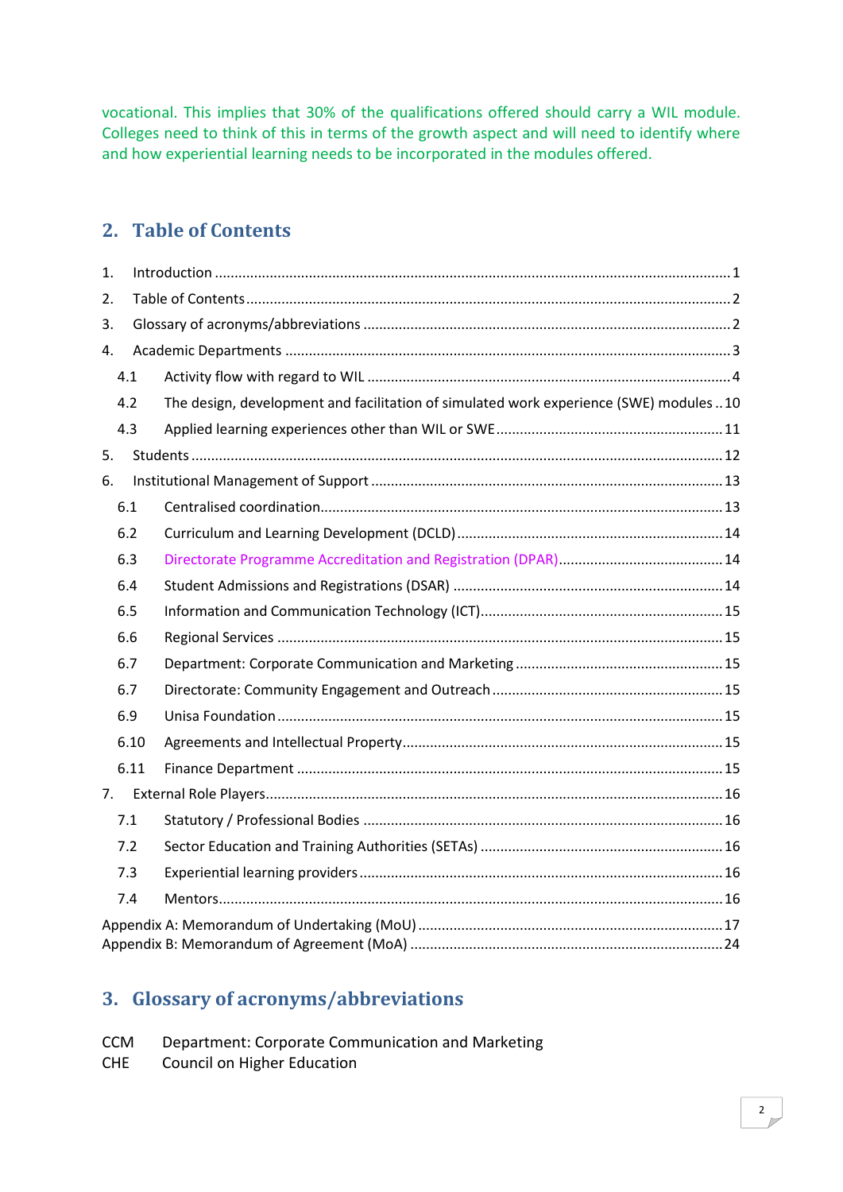vocational. This implies that 30% of the qualifications offered should carry a WIL module. Colleges need to think of this in terms of the growth aspect and will need to identify where and how experiential learning needs to be incorporated in the modules offered.

## 2. Table of Contents

1. Introduction ........................................................................................................ 1
2. Table of Contents ................................................................................................ 2
3. Glossary of acronyms/abbreviations ................................................................... 2
4. Academic Departments ....................................................................................... 3
   - 4.1 Activity flow with regard to WIL ................................................................... 4
   - 4.2 The design, development and facilitation of simulated work experience (SWE) modules .. 10
   - 4.3 Applied learning experiences other than WIL or SWE .................................... 11
5. Students ............................................................................................................. 12
6. Institutional Management of Support ................................................................. 13
   - 6.1 Centralised coordination ............................................................................... 13
   - 6.2 Curriculum and Learning Development (DCLD) ............................................ 14
   - 6.3 Directorate Programme Accreditation and Registration (DPAR) ..................... 14
   - 6.4 Student Admissions and Registrations (DSAR) .............................................. 14
   - 6.5 Information and Communication Technology (ICT) ........................................ 15
   - 6.6 Regional Services .......................................................................................... 15
   - 6.7 Department: Corporate Communication and Marketing ................................ 15
   - 6.7 Directorate: Community Engagement and Outreach ...................................... 15
   - 6.9 Unisa Foundation .......................................................................................... 15
   - 6.10 Agreements and Intellectual Property ........................................................... 15
   - 6.11 Finance Department ..................................................................................... 15
7. External Role Players .......................................................................................... 16
   - 7.1 Statutory / Professional Bodies ..................................................................... 16
   - 7.2 Sector Education and Training Authorities (SETAs) ....................................... 16
   - 7.3 Experiential learning providers ...................................................................... 16
   - 7.4 Mentors ......................................................................................................... 16

Appendix A: Memorandum of Undertaking (MoU) .................................................... 17
Appendix B: Memorandum of Agreement (MoA) ...................................................... 24

## 3. Glossary of acronyms/abbreviations

CCM Department: Corporate Communication and Marketing
CHE Council on Higher Education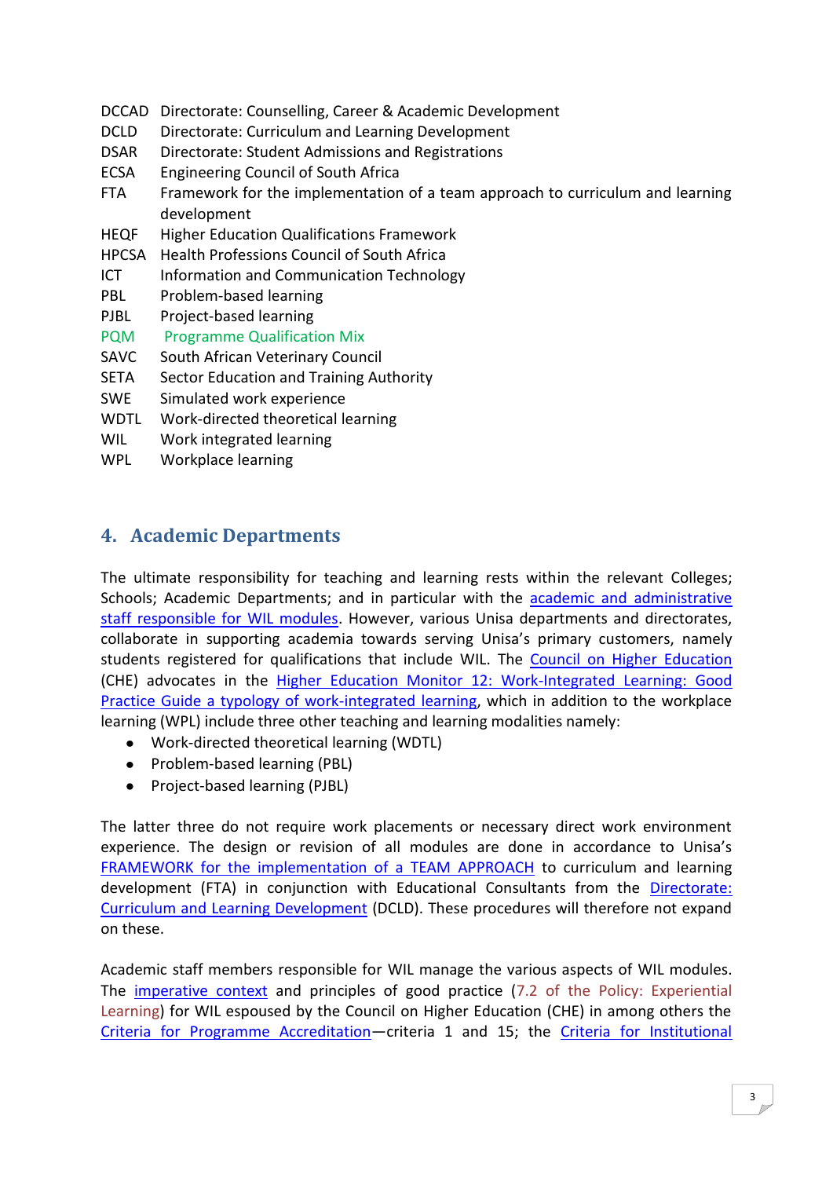| | |
|---|---|
| DCCAD | Directorate: Counselling, Career & Academic Development |
| DCLD | Directorate: Curriculum and Learning Development |
| DSAR | Directorate: Student Admissions and Registrations |
| ECSA | Engineering Council of South Africa |
| FTA | Framework for the implementation of a team approach to curriculum and learning development |
| HEQF | Higher Education Qualifications Framework |
| HPCSA | Health Professions Council of South Africa |
| ICT | Information and Communication Technology |
| PBL | Problem-based learning |
| PJBL | Project-based learning |
| PQM | Programme Qualification Mix |
| SAVC | South African Veterinary Council |
| SETA | Sector Education and Training Authority |
| SWE | Simulated work experience |
| WDTL | Work-directed theoretical learning |
| WIL | Work integrated learning |
| WPL | Workplace learning |

## 4. Academic Departments

The ultimate responsibility for teaching and learning rests within the relevant Colleges; Schools; Academic Departments; and in particular with the academic and administrative staff responsible for WIL modules. However, various Unisa departments and directorates, collaborate in supporting academia towards serving Unisa's primary customers, namely students registered for qualifications that include WIL. The Council on Higher Education (CHE) advocates in the Higher Education Monitor 12: Work-Integrated Learning: Good Practice Guide a typology of work-integrated learning, which in addition to the workplace learning (WPL) include three other teaching and learning modalities namely:

- Work-directed theoretical learning (WDTL)
- Problem-based learning (PBL)
- Project-based learning (PJBL)

The latter three do not require work placements or necessary direct work environment experience. The design or revision of all modules are done in accordance to Unisa's FRAMEWORK for the implementation of a TEAM APPROACH to curriculum and learning development (FTA) in conjunction with Educational Consultants from the Directorate: Curriculum and Learning Development (DCLD). These procedures will therefore not expand on these.

Academic staff members responsible for WIL manage the various aspects of WIL modules. The imperative context and principles of good practice (7.2 of the Policy: Experiential Learning) for WIL espoused by the Council on Higher Education (CHE) in among others the Criteria for Programme Accreditation—criteria 1 and 15; the Criteria for Institutional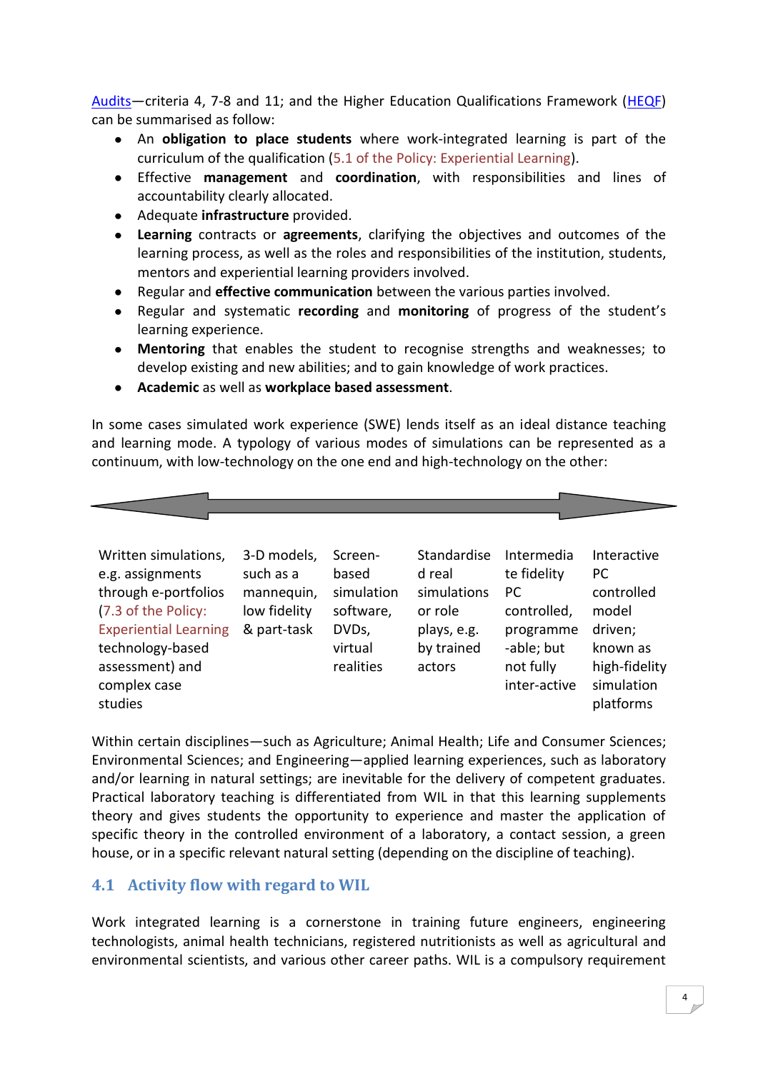[Audits](#)—criteria 4, 7-8 and 11; and the Higher Education Qualifications Framework ([HEQF](#)) can be summarised as follow:

- An **obligation to place students** where work-integrated learning is part of the curriculum of the qualification (5.1 of the Policy: Experiential Learning).
- Effective **management** and **coordination**, with responsibilities and lines of accountability clearly allocated.
- Adequate **infrastructure** provided.
- **Learning** contracts or **agreements**, clarifying the objectives and outcomes of the learning process, as well as the roles and responsibilities of the institution, students, mentors and experiential learning providers involved.
- Regular and **effective communication** between the various parties involved.
- Regular and systematic **recording** and **monitoring** of progress of the student's learning experience.
- **Mentoring** that enables the student to recognise strengths and weaknesses; to develop existing and new abilities; and to gain knowledge of work practices.
- **Academic** as well as **workplace based assessment**.

In some cases simulated work experience (SWE) lends itself as an ideal distance teaching and learning mode. A typology of various modes of simulations can be represented as a continuum, with low-technology on the one end and high-technology on the other:

| Written simulations, e.g. assignments through e-portfolios (7.3 of the Policy: Experiential Learning technology-based assessment) and complex case studies | 3-D models, such as a mannequin, low fidelity & part-task | Screen-based simulation software, DVDs, virtual realities | Standardised real simulations or role plays, e.g. by trained actors | Intermediate fidelity PC controlled, programme-able; but not fully inter-active | Interactive PC controlled model driven; known as high-fidelity simulation platforms |
|---|---|---|---|---|---|

Within certain disciplines—such as Agriculture; Animal Health; Life and Consumer Sciences; Environmental Sciences; and Engineering—applied learning experiences, such as laboratory and/or learning in natural settings; are inevitable for the delivery of competent graduates. Practical laboratory teaching is differentiated from WIL in that this learning supplements theory and gives students the opportunity to experience and master the application of specific theory in the controlled environment of a laboratory, a contact session, a green house, or in a specific relevant natural setting (depending on the discipline of teaching).

## 4.1 Activity flow with regard to WIL

Work integrated learning is a cornerstone in training future engineers, engineering technologists, animal health technicians, registered nutritionists as well as agricultural and environmental scientists, and various other career paths. WIL is a compulsory requirement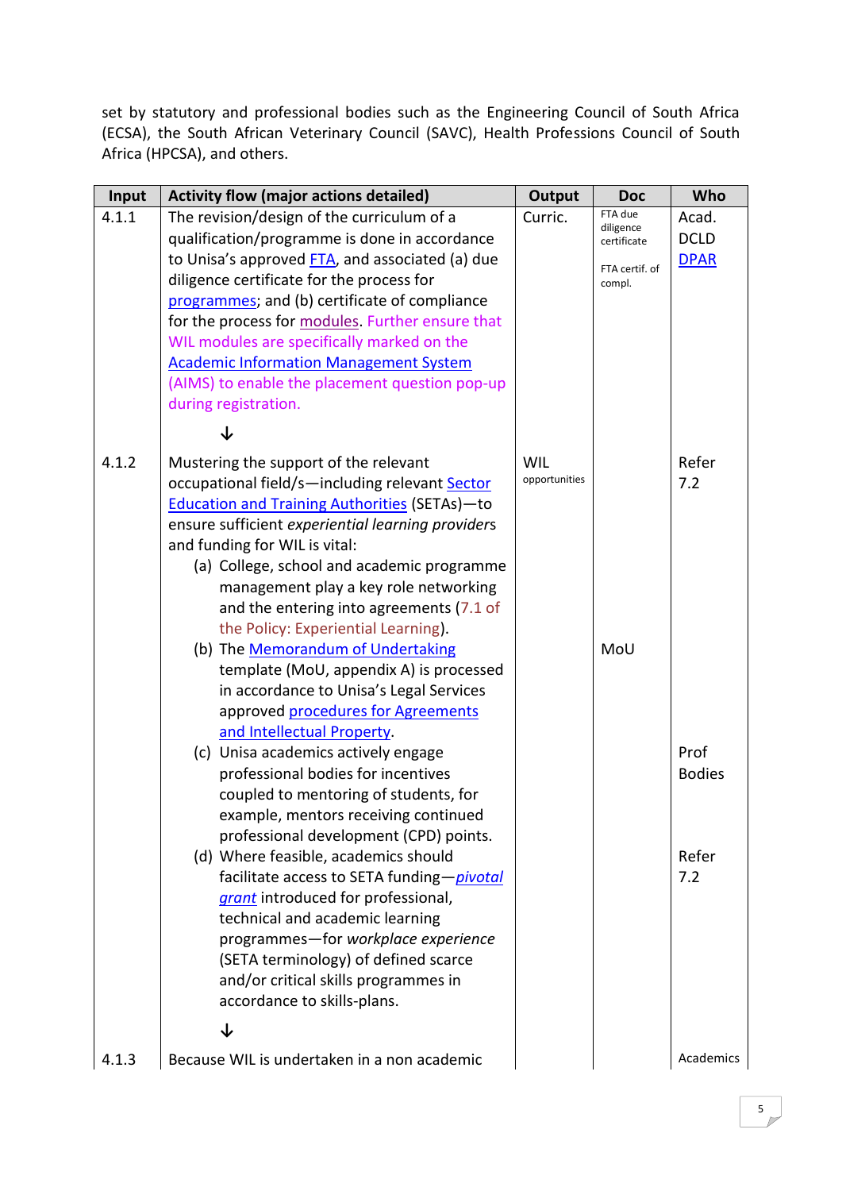set by statutory and professional bodies such as the Engineering Council of South Africa (ECSA), the South African Veterinary Council (SAVC), Health Professions Council of South Africa (HPCSA), and others.

| Input | Activity flow (major actions detailed) | Output | Doc | Who |
|---|---|---|---|---|
| 4.1.1 | The revision/design of the curriculum of a qualification/programme is done in accordance to Unisa's approved FTA, and associated (a) due diligence certificate for the process for programmes; and (b) certificate of compliance for the process for modules. Further ensure that WIL modules are specifically marked on the Academic Information Management System (AIMS) to enable the placement question pop-up during registration.<br>↓ | Curric. | FTA due diligence certificate<br><br>FTA certif. of compl. | Acad.<br>DCLD<br>DPAR |
| 4.1.2 | Mustering the support of the relevant occupational field/s—including relevant Sector Education and Training Authorities (SETAs)—to ensure sufficient *experiential learning provider*s and funding for WIL is vital: | WIL opportunities | | Refer 7.2 |
| | (a) College, school and academic programme management play a key role networking and the entering into agreements (7.1 of the Policy: Experiential Learning). | | | |
| | (b) The Memorandum of Undertaking template (MoU, appendix A) is processed in accordance to Unisa's Legal Services approved procedures for Agreements and Intellectual Property. | | MoU | |
| | (c) Unisa academics actively engage professional bodies for incentives coupled to mentoring of students, for example, mentors receiving continued professional development (CPD) points. | | | Prof Bodies |
| | (d) Where feasible, academics should facilitate access to SETA funding—*pivotal grant* introduced for professional, technical and academic learning programmes—for *workplace experience* (SETA terminology) of defined scarce and/or critical skills programmes in accordance to skills-plans.<br>↓ | | | Refer 7.2 |
| 4.1.3 | Because WIL is undertaken in a non academic | | | Academics |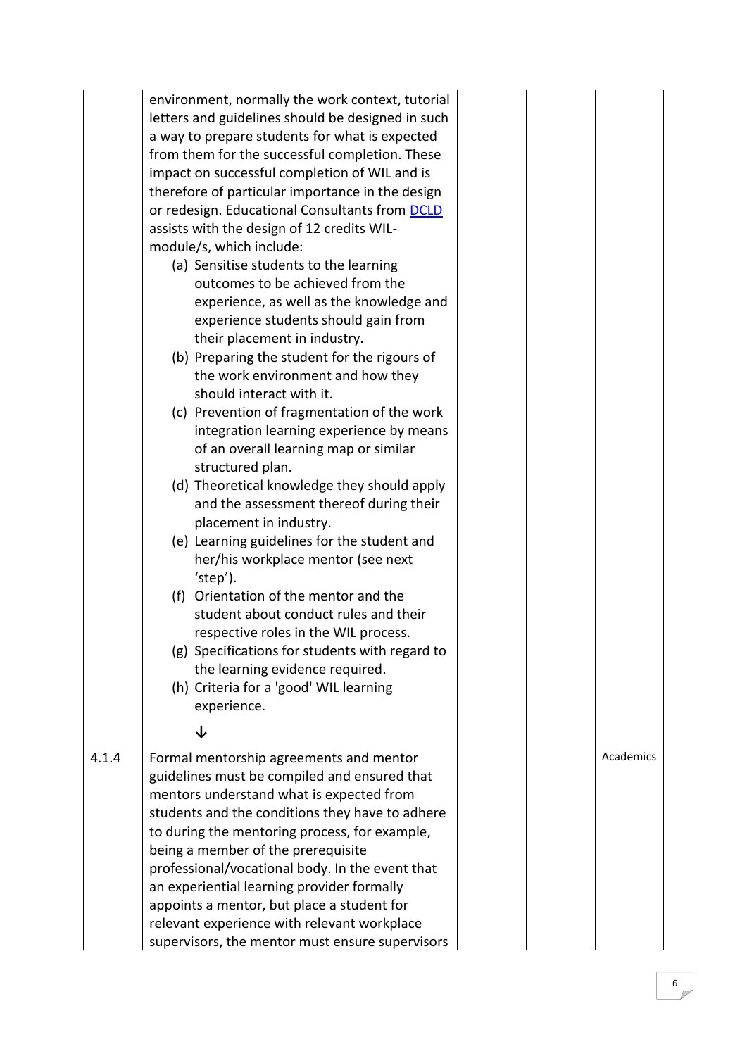| | | | | |
|---|---|---|---|---|
| | environment, normally the work context, tutorial letters and guidelines should be designed in such a way to prepare students for what is expected from them for the successful completion. These impact on successful completion of WIL and is therefore of particular importance in the design or redesign. Educational Consultants from [DCLD] assists with the design of 12 credits WIL-module/s, which include:<br>(a) Sensitise students to the learning outcomes to be achieved from the experience, as well as the knowledge and experience students should gain from their placement in industry.<br>(b) Preparing the student for the rigours of the work environment and how they should interact with it.<br>(c) Prevention of fragmentation of the work integration learning experience by means of an overall learning map or similar structured plan.<br>(d) Theoretical knowledge they should apply and the assessment thereof during their placement in industry.<br>(e) Learning guidelines for the student and her/his workplace mentor (see next 'step').<br>(f) Orientation of the mentor and the student about conduct rules and their respective roles in the WIL process.<br>(g) Specifications for students with regard to the learning evidence required.<br>(h) Criteria for a 'good' WIL learning experience.<br>↓ | | | |
| 4.1.4 | Formal mentorship agreements and mentor guidelines must be compiled and ensured that mentors understand what is expected from students and the conditions they have to adhere to during the mentoring process, for example, being a member of the prerequisite professional/vocational body. In the event that an experiential learning provider formally appoints a mentor, but place a student for relevant experience with relevant workplace supervisors, the mentor must ensure supervisors | | Academics | |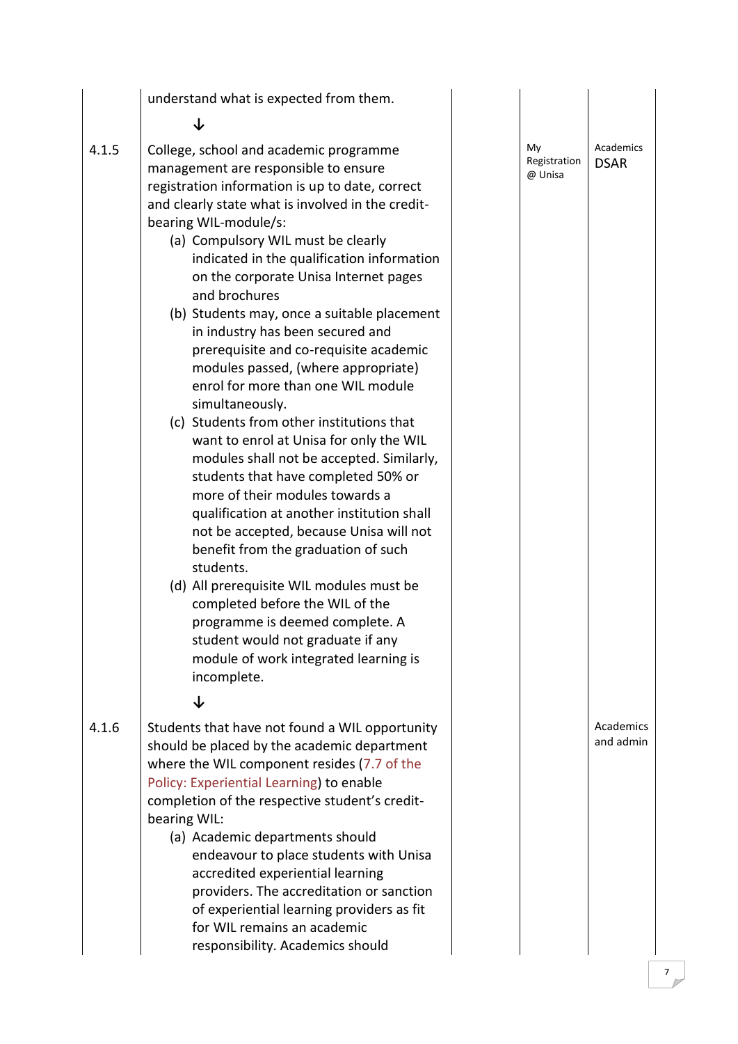| | | | |
|---|---|---|---|
| | understand what is expected from them.<br><br>↓ | | |
| 4.1.5 | College, school and academic programme management are responsible to ensure registration information is up to date, correct and clearly state what is involved in the credit-bearing WIL-module/s:<br>(a) Compulsory WIL must be clearly indicated in the qualification information on the corporate Unisa Internet pages and brochures<br>(b) Students may, once a suitable placement in industry has been secured and prerequisite and co-requisite academic modules passed, (where appropriate) enrol for more than one WIL module simultaneously.<br>(c) Students from other institutions that want to enrol at Unisa for only the WIL modules shall not be accepted. Similarly, students that have completed 50% or more of their modules towards a qualification at another institution shall not be accepted, because Unisa will not benefit from the graduation of such students.<br>(d) All prerequisite WIL modules must be completed before the WIL of the programme is deemed complete. A student would not graduate if any module of work integrated learning is incomplete.<br><br>↓ | My Registration @ Unisa | Academics DSAR |
| 4.1.6 | Students that have not found a WIL opportunity should be placed by the academic department where the WIL component resides (7.7 of the Policy: Experiential Learning) to enable completion of the respective student's credit-bearing WIL:<br>(a) Academic departments should endeavour to place students with Unisa accredited experiential learning providers. The accreditation or sanction of experiential learning providers as fit for WIL remains an academic responsibility. Academics should | | Academics and admin |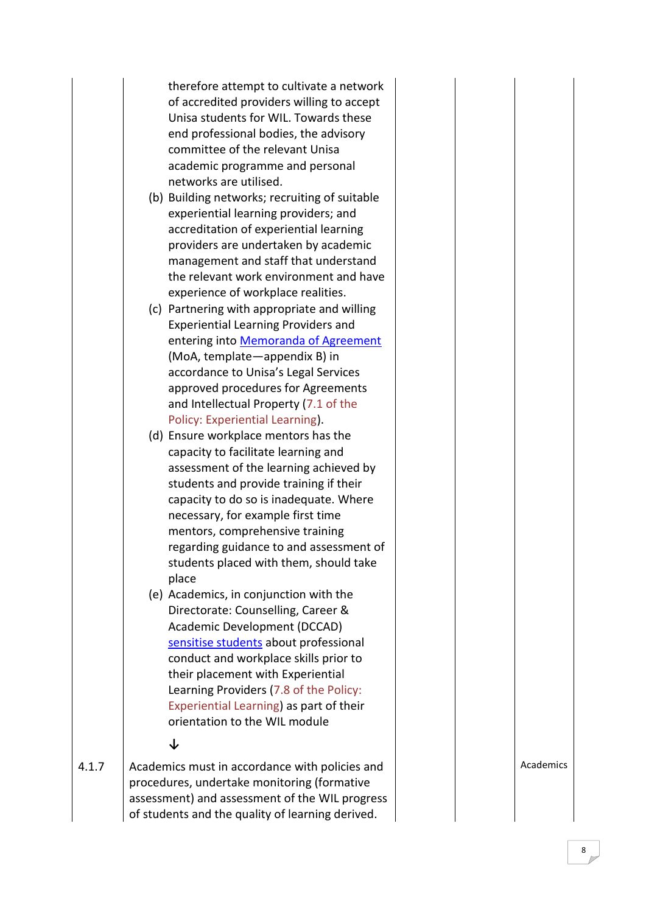| | | | |
|---|---|---|---|
| | therefore attempt to cultivate a network of accredited providers willing to accept Unisa students for WIL. Towards these end professional bodies, the advisory committee of the relevant Unisa academic programme and personal networks are utilised.<br>(b) Building networks; recruiting of suitable experiential learning providers; and accreditation of experiential learning providers are undertaken by academic management and staff that understand the relevant work environment and have experience of workplace realities.<br>(c) Partnering with appropriate and willing Experiential Learning Providers and entering into [Memoranda of Agreement] (MoA, template—appendix B) in accordance to Unisa's Legal Services approved procedures for Agreements and Intellectual Property (7.1 of the Policy: Experiential Learning).<br>(d) Ensure workplace mentors has the capacity to facilitate learning and assessment of the learning achieved by students and provide training if their capacity to do so is inadequate. Where necessary, for example first time mentors, comprehensive training regarding guidance to and assessment of students placed with them, should take place<br>(e) Academics, in conjunction with the Directorate: Counselling, Career & Academic Development (DCCAD) [sensitise students] about professional conduct and workplace skills prior to their placement with Experiential Learning Providers (7.8 of the Policy: Experiential Learning) as part of their orientation to the WIL module<br>↓ | | |
| 4.1.7 | Academics must in accordance with policies and procedures, undertake monitoring (formative assessment) and assessment of the WIL progress of students and the quality of learning derived. | | Academics |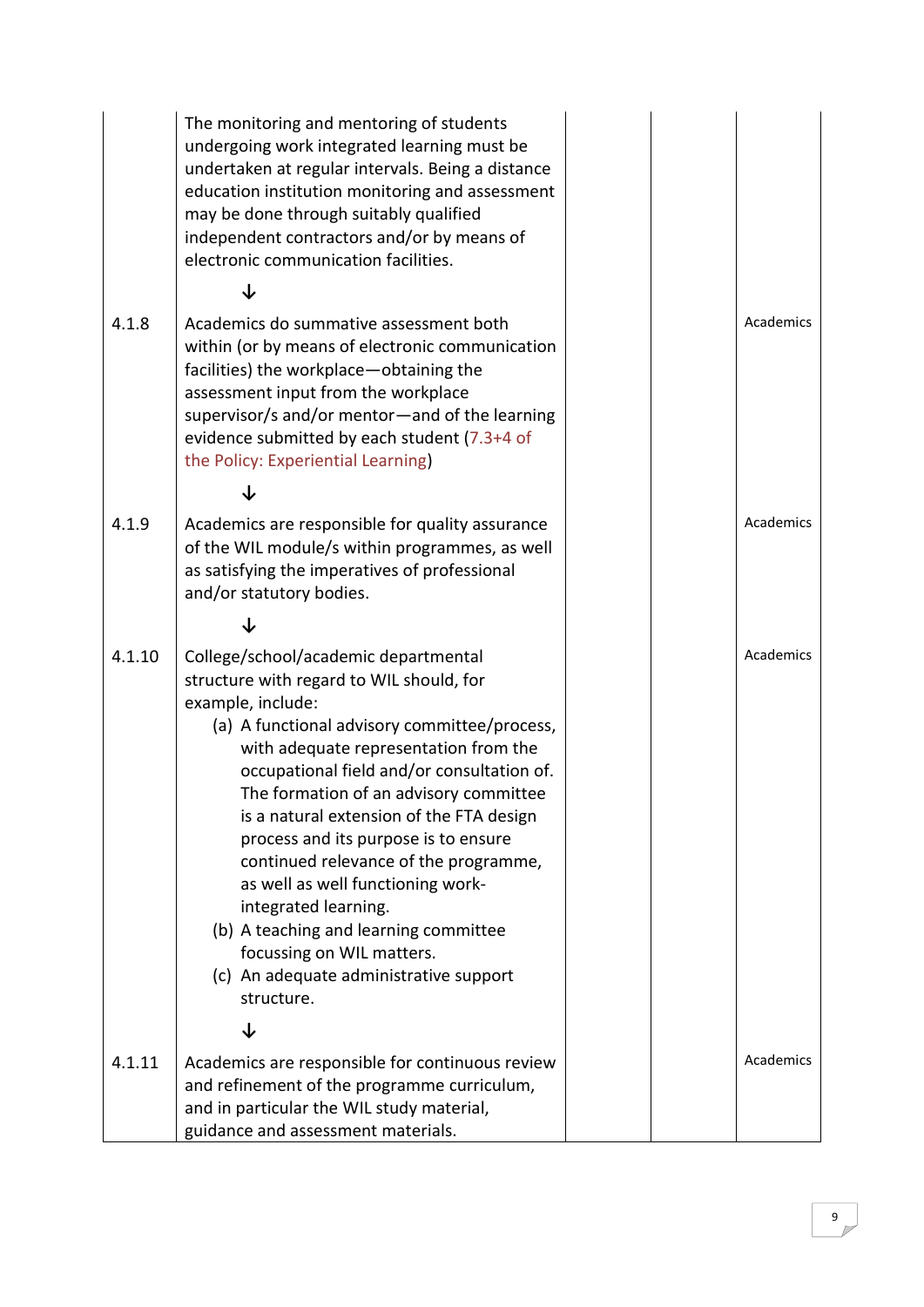| | | | | |
|---|---|---|---|---|
| | The monitoring and mentoring of students undergoing work integrated learning must be undertaken at regular intervals. Being a distance education institution monitoring and assessment may be done through suitably qualified independent contractors and/or by means of electronic communication facilities.<br><br>↓ | | | |
| 4.1.8 | Academics do summative assessment both within (or by means of electronic communication facilities) the workplace—obtaining the assessment input from the workplace supervisor/s and/or mentor—and of the learning evidence submitted by each student (7.3+4 of the Policy: Experiential Learning)<br><br>↓ | | | Academics |
| 4.1.9 | Academics are responsible for quality assurance of the WIL module/s within programmes, as well as satisfying the imperatives of professional and/or statutory bodies.<br><br>↓ | | | Academics |
| 4.1.10 | College/school/academic departmental structure with regard to WIL should, for example, include:<br>(a) A functional advisory committee/process, with adequate representation from the occupational field and/or consultation of. The formation of an advisory committee is a natural extension of the FTA design process and its purpose is to ensure continued relevance of the programme, as well as well functioning work-integrated learning.<br>(b) A teaching and learning committee focussing on WIL matters.<br>(c) An adequate administrative support structure.<br><br>↓ | | | Academics |
| 4.1.11 | Academics are responsible for continuous review and refinement of the programme curriculum, and in particular the WIL study material, guidance and assessment materials. | | | Academics |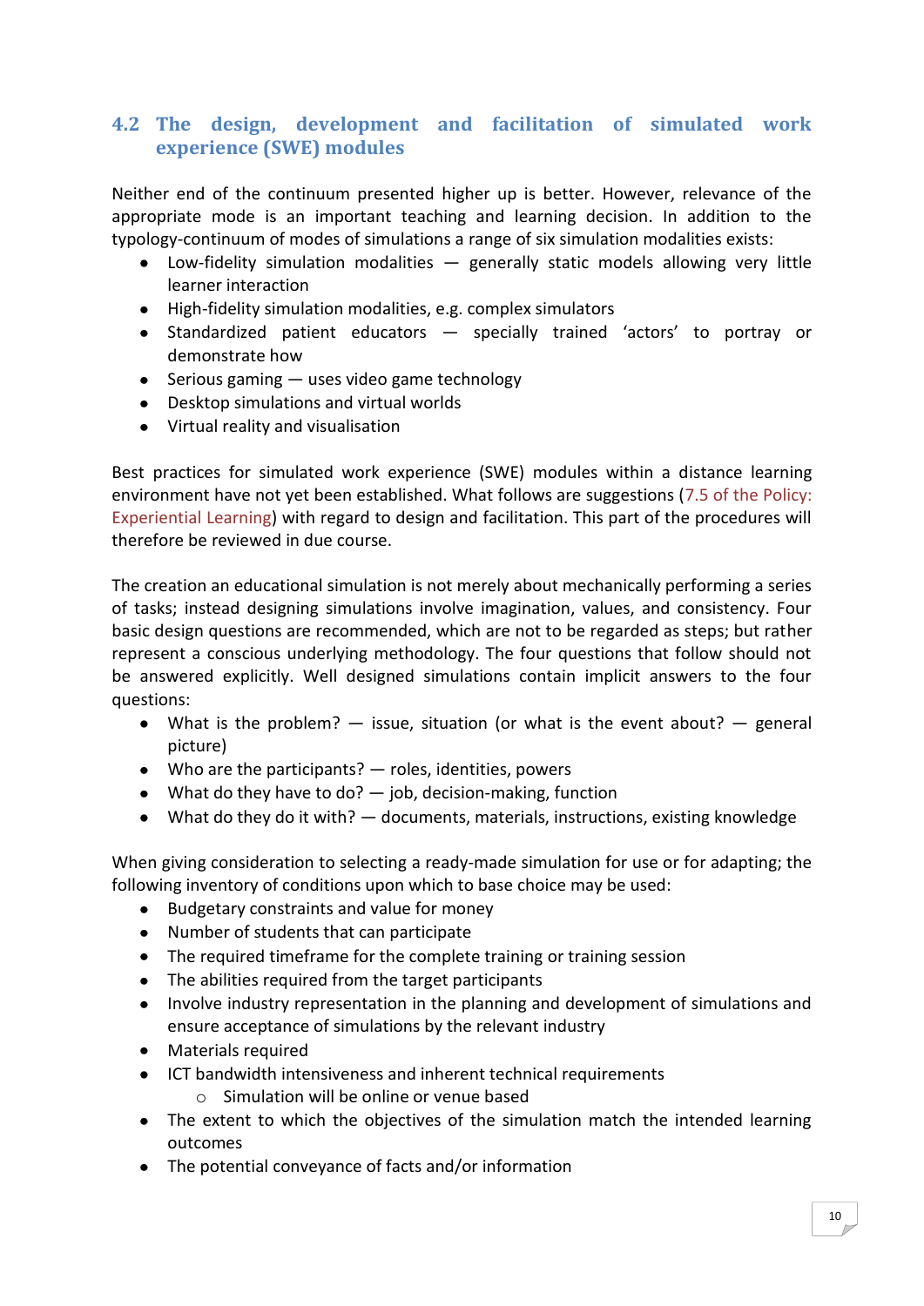## 4.2 The design, development and facilitation of simulated work experience (SWE) modules

Neither end of the continuum presented higher up is better. However, relevance of the appropriate mode is an important teaching and learning decision. In addition to the typology-continuum of modes of simulations a range of six simulation modalities exists:

- Low-fidelity simulation modalities — generally static models allowing very little learner interaction
- High-fidelity simulation modalities, e.g. complex simulators
- Standardized patient educators — specially trained 'actors' to portray or demonstrate how
- Serious gaming — uses video game technology
- Desktop simulations and virtual worlds
- Virtual reality and visualisation

Best practices for simulated work experience (SWE) modules within a distance learning environment have not yet been established. What follows are suggestions (7.5 of the Policy: Experiential Learning) with regard to design and facilitation. This part of the procedures will therefore be reviewed in due course.

The creation an educational simulation is not merely about mechanically performing a series of tasks; instead designing simulations involve imagination, values, and consistency. Four basic design questions are recommended, which are not to be regarded as steps; but rather represent a conscious underlying methodology. The four questions that follow should not be answered explicitly. Well designed simulations contain implicit answers to the four questions:

- What is the problem? — issue, situation (or what is the event about? — general picture)
- Who are the participants? — roles, identities, powers
- What do they have to do? — job, decision-making, function
- What do they do it with? — documents, materials, instructions, existing knowledge

When giving consideration to selecting a ready-made simulation for use or for adapting; the following inventory of conditions upon which to base choice may be used:

- Budgetary constraints and value for money
- Number of students that can participate
- The required timeframe for the complete training or training session
- The abilities required from the target participants
- Involve industry representation in the planning and development of simulations and ensure acceptance of simulations by the relevant industry
- Materials required
- ICT bandwidth intensiveness and inherent technical requirements
    - Simulation will be online or venue based
- The extent to which the objectives of the simulation match the intended learning outcomes
- The potential conveyance of facts and/or information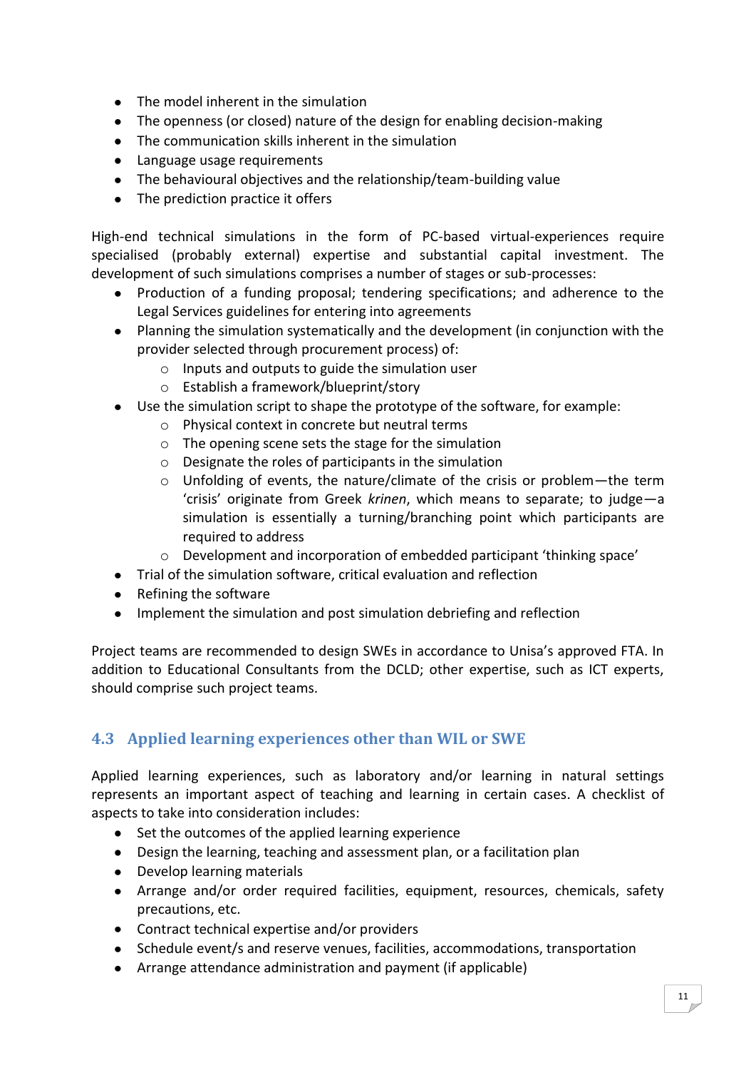- The model inherent in the simulation
- The openness (or closed) nature of the design for enabling decision-making
- The communication skills inherent in the simulation
- Language usage requirements
- The behavioural objectives and the relationship/team-building value
- The prediction practice it offers

High-end technical simulations in the form of PC-based virtual-experiences require specialised (probably external) expertise and substantial capital investment. The development of such simulations comprises a number of stages or sub-processes:

- Production of a funding proposal; tendering specifications; and adherence to the Legal Services guidelines for entering into agreements
- Planning the simulation systematically and the development (in conjunction with the provider selected through procurement process) of:
    - Inputs and outputs to guide the simulation user
    - Establish a framework/blueprint/story
- Use the simulation script to shape the prototype of the software, for example:
    - Physical context in concrete but neutral terms
    - The opening scene sets the stage for the simulation
    - Designate the roles of participants in the simulation
    - Unfolding of events, the nature/climate of the crisis or problem—the term 'crisis' originate from Greek *krinen*, which means to separate; to judge—a simulation is essentially a turning/branching point which participants are required to address
    - Development and incorporation of embedded participant 'thinking space'
- Trial of the simulation software, critical evaluation and reflection
- Refining the software
- Implement the simulation and post simulation debriefing and reflection

Project teams are recommended to design SWEs in accordance to Unisa's approved FTA. In addition to Educational Consultants from the DCLD; other expertise, such as ICT experts, should comprise such project teams.

## 4.3 Applied learning experiences other than WIL or SWE

Applied learning experiences, such as laboratory and/or learning in natural settings represents an important aspect of teaching and learning in certain cases. A checklist of aspects to take into consideration includes:

- Set the outcomes of the applied learning experience
- Design the learning, teaching and assessment plan, or a facilitation plan
- Develop learning materials
- Arrange and/or order required facilities, equipment, resources, chemicals, safety precautions, etc.
- Contract technical expertise and/or providers
- Schedule event/s and reserve venues, facilities, accommodations, transportation
- Arrange attendance administration and payment (if applicable)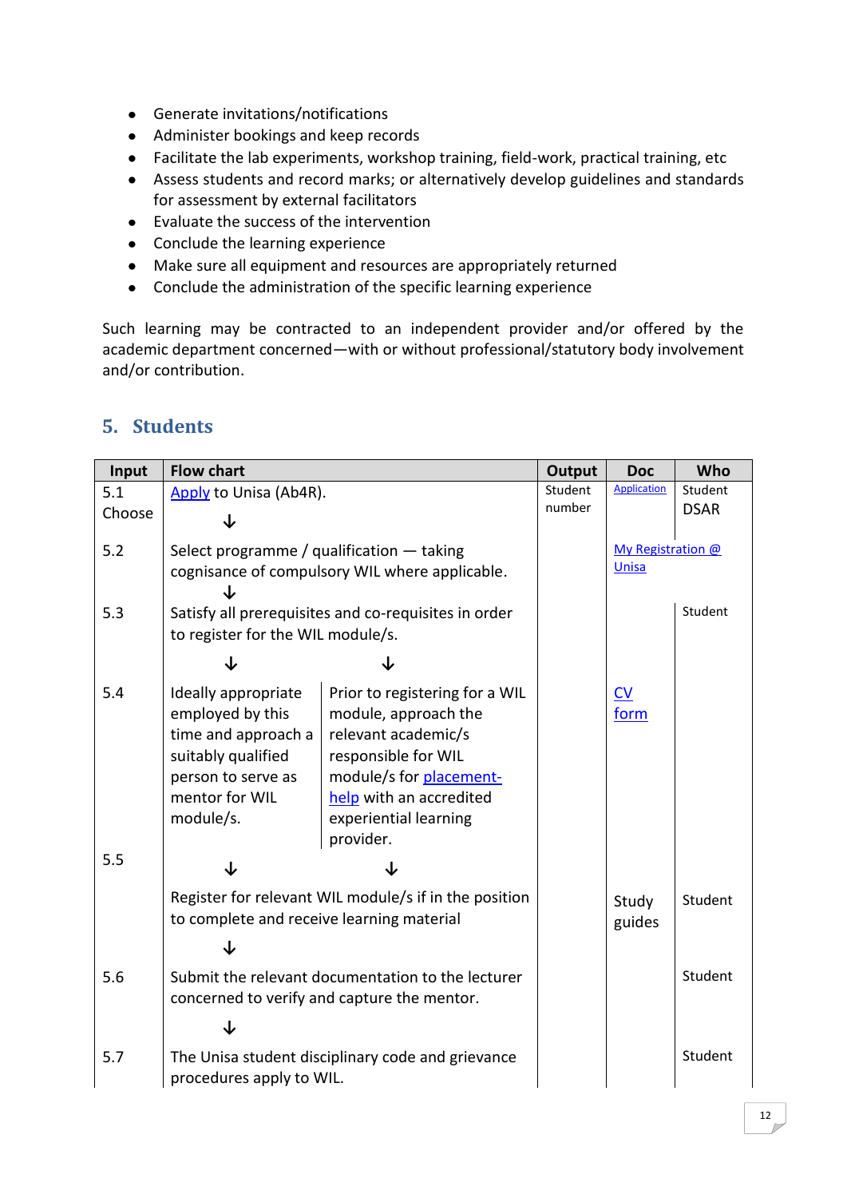- Generate invitations/notifications
- Administer bookings and keep records
- Facilitate the lab experiments, workshop training, field-work, practical training, etc
- Assess students and record marks; or alternatively develop guidelines and standards for assessment by external facilitators
- Evaluate the success of the intervention
- Conclude the learning experience
- Make sure all equipment and resources are appropriately returned
- Conclude the administration of the specific learning experience

Such learning may be contracted to an independent provider and/or offered by the academic department concerned—with or without professional/statutory body involvement and/or contribution.

## 5. Students

| Input | Flow chart | Output | Doc | Who |
|---|---|---|---|---|
| 5.1 Choose | Apply to Unisa (Ab4R). ↓ | Student number | Application | Student DSAR |
| 5.2 | Select programme / qualification — taking cognisance of compulsory WIL where applicable. ↓ | | My Registration @ Unisa | |
| 5.3 | Satisfy all prerequisites and co-requisites in order to register for the WIL module/s. ↓ ↓ | | | Student |
| 5.4 | Ideally appropriate employed by this time and approach a suitably qualified person to serve as mentor for WIL module/s. / Prior to registering for a WIL module, approach the relevant academic/s responsible for WIL module/s for placement-help with an accredited experiential learning provider. ↓ ↓ | | CV form | |
| 5.5 | Register for relevant WIL module/s if in the position to complete and receive learning material ↓ | | Study guides | Student |
| 5.6 | Submit the relevant documentation to the lecturer concerned to verify and capture the mentor. ↓ | | | Student |
| 5.7 | The Unisa student disciplinary code and grievance procedures apply to WIL. | | | Student |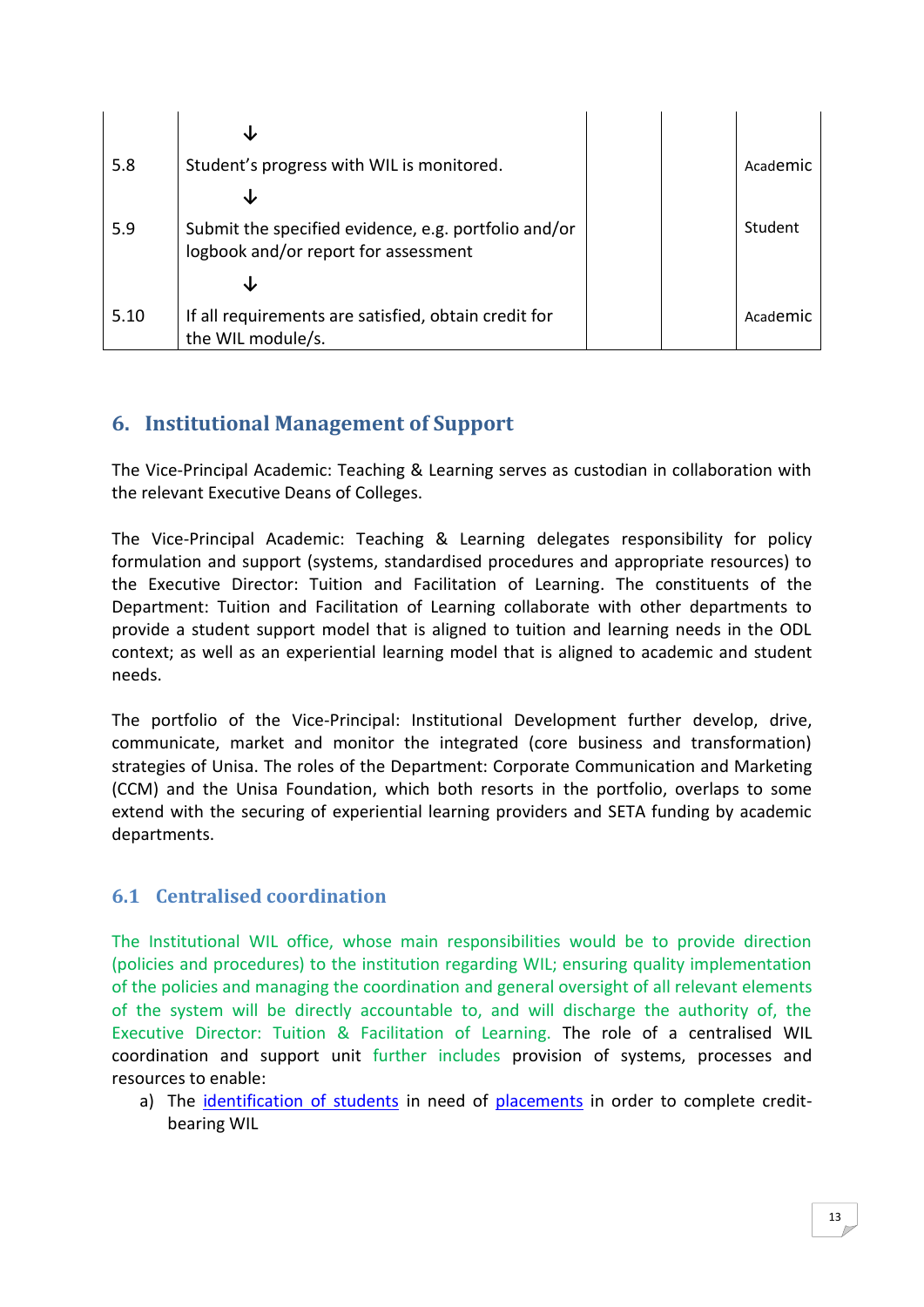| | | | | |
|---|---|---|---|---|
| | ↓ | | | |
| 5.8 | Student's progress with WIL is monitored. | | | Academic |
| | ↓ | | | |
| 5.9 | Submit the specified evidence, e.g. portfolio and/or logbook and/or report for assessment | | | Student |
| | ↓ | | | |
| 5.10 | If all requirements are satisfied, obtain credit for the WIL module/s. | | | Academic |

## 6. Institutional Management of Support

The Vice-Principal Academic: Teaching & Learning serves as custodian in collaboration with the relevant Executive Deans of Colleges.

The Vice-Principal Academic: Teaching & Learning delegates responsibility for policy formulation and support (systems, standardised procedures and appropriate resources) to the Executive Director: Tuition and Facilitation of Learning. The constituents of the Department: Tuition and Facilitation of Learning collaborate with other departments to provide a student support model that is aligned to tuition and learning needs in the ODL context; as well as an experiential learning model that is aligned to academic and student needs.

The portfolio of the Vice-Principal: Institutional Development further develop, drive, communicate, market and monitor the integrated (core business and transformation) strategies of Unisa. The roles of the Department: Corporate Communication and Marketing (CCM) and the Unisa Foundation, which both resorts in the portfolio, overlaps to some extend with the securing of experiential learning providers and SETA funding by academic departments.

### 6.1 Centralised coordination

The Institutional WIL office, whose main responsibilities would be to provide direction (policies and procedures) to the institution regarding WIL; ensuring quality implementation of the policies and managing the coordination and general oversight of all relevant elements of the system will be directly accountable to, and will discharge the authority of, the Executive Director: Tuition & Facilitation of Learning. The role of a centralised WIL coordination and support unit further includes provision of systems, processes and resources to enable:

a) The identification of students in need of placements in order to complete credit-bearing WIL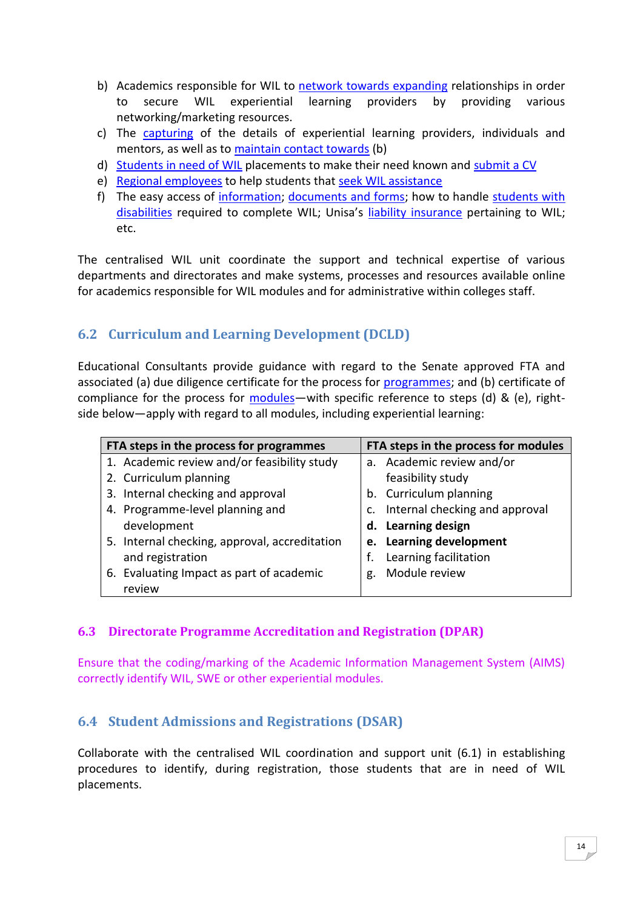b) Academics responsible for WIL to network towards expanding relationships in order to secure WIL experiential learning providers by providing various networking/marketing resources.
c) The capturing of the details of experiential learning providers, individuals and mentors, as well as to maintain contact towards (b)
d) Students in need of WIL placements to make their need known and submit a CV
e) Regional employees to help students that seek WIL assistance
f) The easy access of information; documents and forms; how to handle students with disabilities required to complete WIL; Unisa's liability insurance pertaining to WIL; etc.

The centralised WIL unit coordinate the support and technical expertise of various departments and directorates and make systems, processes and resources available online for academics responsible for WIL modules and for administrative within colleges staff.

## 6.2 Curriculum and Learning Development (DCLD)

Educational Consultants provide guidance with regard to the Senate approved FTA and associated (a) due diligence certificate for the process for programmes; and (b) certificate of compliance for the process for modules—with specific reference to steps (d) & (e), right-side below—apply with regard to all modules, including experiential learning:

| FTA steps in the process for programmes | FTA steps in the process for modules |
|---|---|
| 1. Academic review and/or feasibility study<br>2. Curriculum planning<br>3. Internal checking and approval<br>4. Programme-level planning and development<br>5. Internal checking, approval, accreditation and registration<br>6. Evaluating Impact as part of academic review | a. Academic review and/or feasibility study<br>b. Curriculum planning<br>c. Internal checking and approval<br>**d. Learning design**<br>**e. Learning development**<br>f. Learning facilitation<br>g. Module review |

## 6.3 Directorate Programme Accreditation and Registration (DPAR)

Ensure that the coding/marking of the Academic Information Management System (AIMS) correctly identify WIL, SWE or other experiential modules.

## 6.4 Student Admissions and Registrations (DSAR)

Collaborate with the centralised WIL coordination and support unit (6.1) in establishing procedures to identify, during registration, those students that are in need of WIL placements.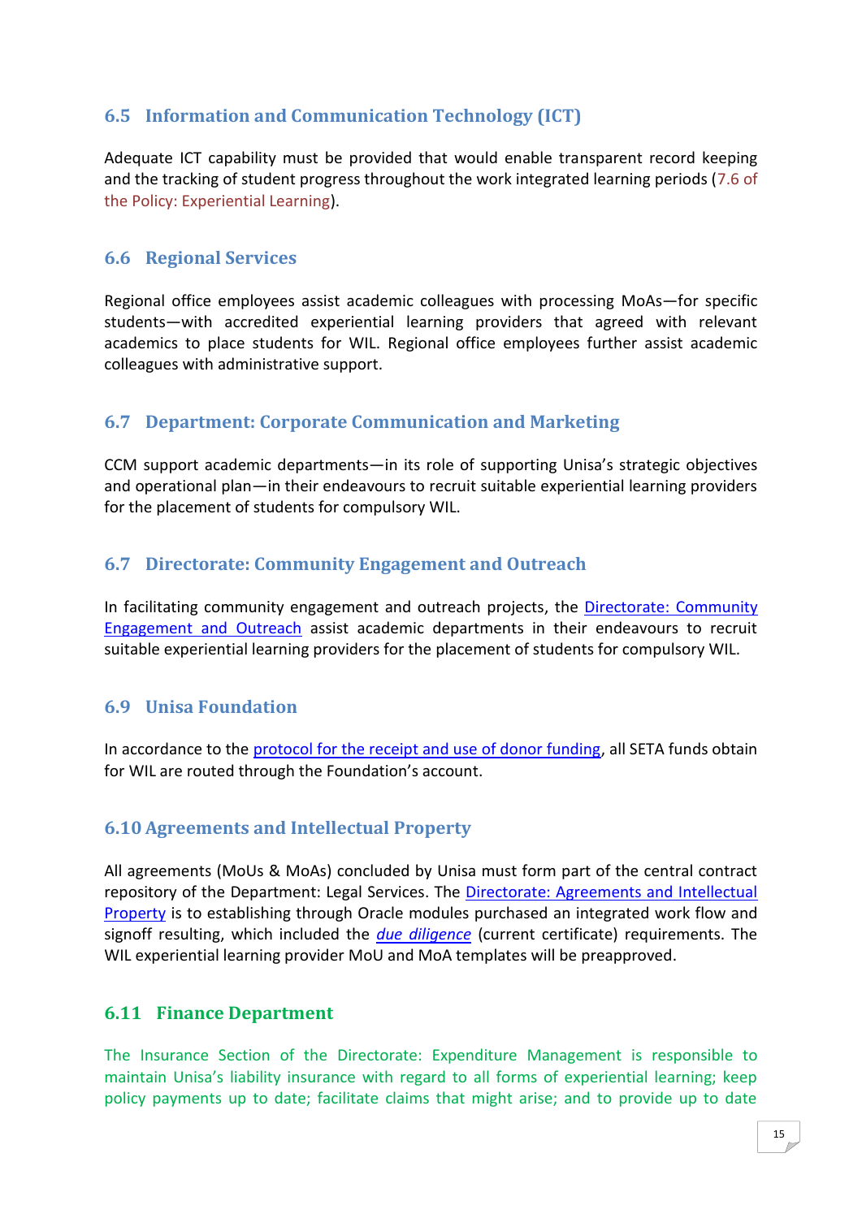## 6.5 Information and Communication Technology (ICT)

Adequate ICT capability must be provided that would enable transparent record keeping and the tracking of student progress throughout the work integrated learning periods (7.6 of the Policy: Experiential Learning).

## 6.6 Regional Services

Regional office employees assist academic colleagues with processing MoAs—for specific students—with accredited experiential learning providers that agreed with relevant academics to place students for WIL. Regional office employees further assist academic colleagues with administrative support.

## 6.7 Department: Corporate Communication and Marketing

CCM support academic departments—in its role of supporting Unisa's strategic objectives and operational plan—in their endeavours to recruit suitable experiential learning providers for the placement of students for compulsory WIL.

## 6.7 Directorate: Community Engagement and Outreach

In facilitating community engagement and outreach projects, the Directorate: Community Engagement and Outreach assist academic departments in their endeavours to recruit suitable experiential learning providers for the placement of students for compulsory WIL.

## 6.9 Unisa Foundation

In accordance to the protocol for the receipt and use of donor funding, all SETA funds obtain for WIL are routed through the Foundation's account.

## 6.10 Agreements and Intellectual Property

All agreements (MoUs & MoAs) concluded by Unisa must form part of the central contract repository of the Department: Legal Services. The Directorate: Agreements and Intellectual Property is to establishing through Oracle modules purchased an integrated work flow and signoff resulting, which included the *due diligence* (current certificate) requirements. The WIL experiential learning provider MoU and MoA templates will be preapproved.

## 6.11 Finance Department

The Insurance Section of the Directorate: Expenditure Management is responsible to maintain Unisa's liability insurance with regard to all forms of experiential learning; keep policy payments up to date; facilitate claims that might arise; and to provide up to date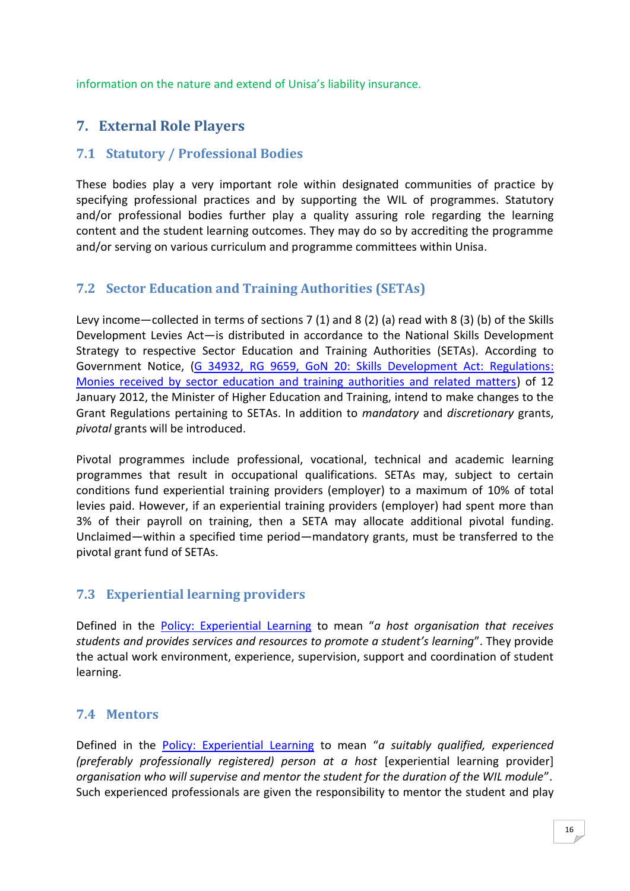information on the nature and extend of Unisa's liability insurance.

## 7. External Role Players

### 7.1 Statutory / Professional Bodies

These bodies play a very important role within designated communities of practice by specifying professional practices and by supporting the WIL of programmes. Statutory and/or professional bodies further play a quality assuring role regarding the learning content and the student learning outcomes. They may do so by accrediting the programme and/or serving on various curriculum and programme committees within Unisa.

### 7.2 Sector Education and Training Authorities (SETAs)

Levy income—collected in terms of sections 7 (1) and 8 (2) (a) read with 8 (3) (b) of the Skills Development Levies Act—is distributed in accordance to the National Skills Development Strategy to respective Sector Education and Training Authorities (SETAs). According to Government Notice, (G 34932, RG 9659, GoN 20: Skills Development Act: Regulations: Monies received by sector education and training authorities and related matters) of 12 January 2012, the Minister of Higher Education and Training, intend to make changes to the Grant Regulations pertaining to SETAs. In addition to *mandatory* and *discretionary* grants, *pivotal* grants will be introduced.

Pivotal programmes include professional, vocational, technical and academic learning programmes that result in occupational qualifications. SETAs may, subject to certain conditions fund experiential training providers (employer) to a maximum of 10% of total levies paid. However, if an experiential training providers (employer) had spent more than 3% of their payroll on training, then a SETA may allocate additional pivotal funding. Unclaimed—within a specified time period—mandatory grants, must be transferred to the pivotal grant fund of SETAs.

### 7.3 Experiential learning providers

Defined in the Policy: Experiential Learning to mean "*a host organisation that receives students and provides services and resources to promote a student's learning*". They provide the actual work environment, experience, supervision, support and coordination of student learning.

### 7.4 Mentors

Defined in the Policy: Experiential Learning to mean "*a suitably qualified, experienced (preferably professionally registered) person at a host* [experiential learning provider] *organisation who will supervise and mentor the student for the duration of the WIL module*". Such experienced professionals are given the responsibility to mentor the student and play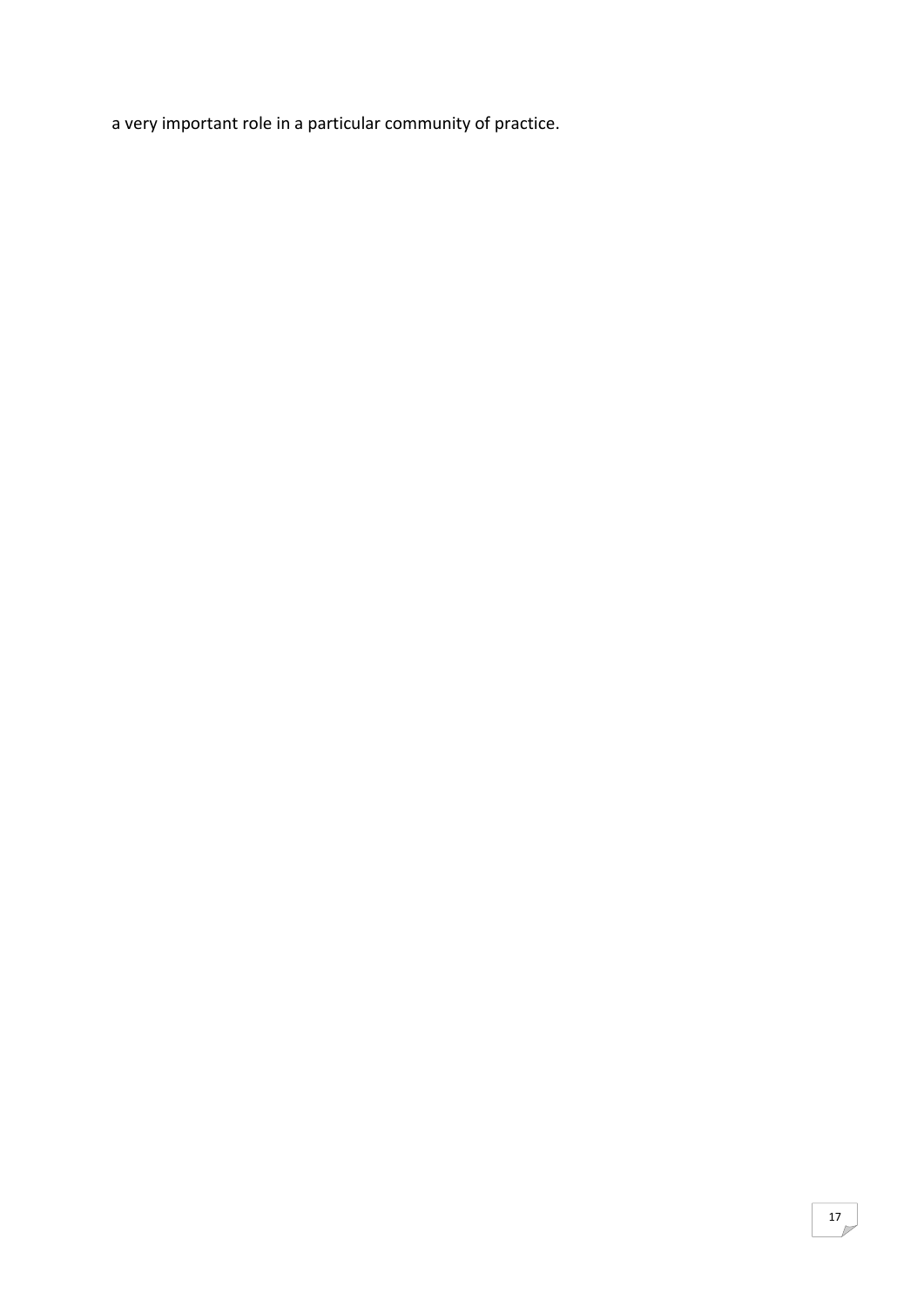a very important role in a particular community of practice.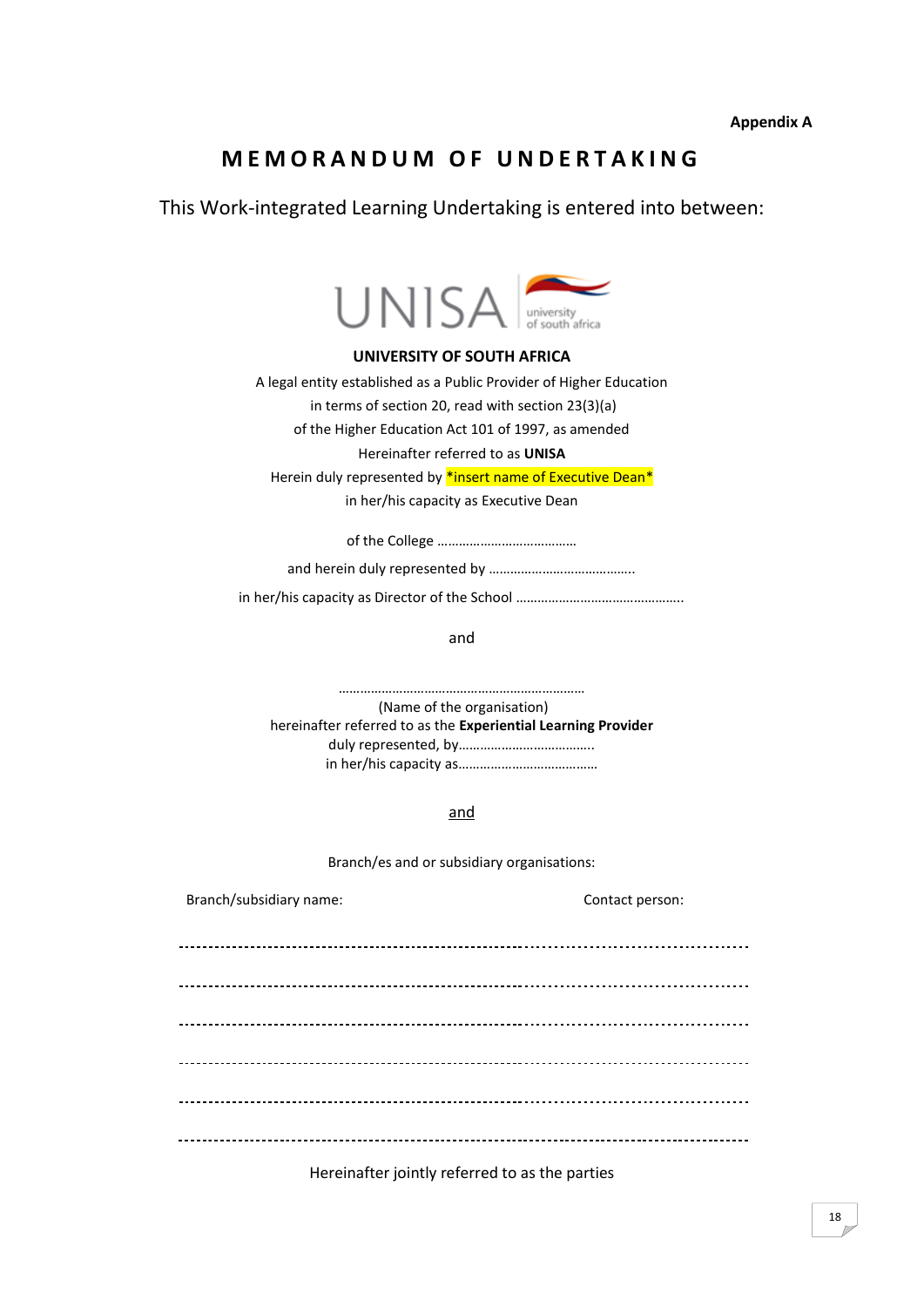**Appendix A**

# MEMORANDUM OF UNDERTAKING

This Work-integrated Learning Undertaking is entered into between:

**UNIVERSITY OF SOUTH AFRICA**

A legal entity established as a Public Provider of Higher Education
in terms of section 20, read with section 23(3)(a)
of the Higher Education Act 101 of 1997, as amended
Hereinafter referred to as **UNISA**
Herein duly represented by *insert name of Executive Dean*
in her/his capacity as Executive Dean

of the College …………………………………

and herein duly represented by …………………………………..

in her/his capacity as Director of the School ………………………………………..

and

……………………………………………………………
(Name of the organisation)
hereinafter referred to as the **Experiential Learning Provider**
duly represented, by………………………………..
in her/his capacity as…………………………………

and

Branch/es and or subsidiary organisations:

| Branch/subsidiary name: | Contact person: |
| --- | --- |
| | |
| | |
| | |
| | |
| | |
| | |

Hereinafter jointly referred to as the parties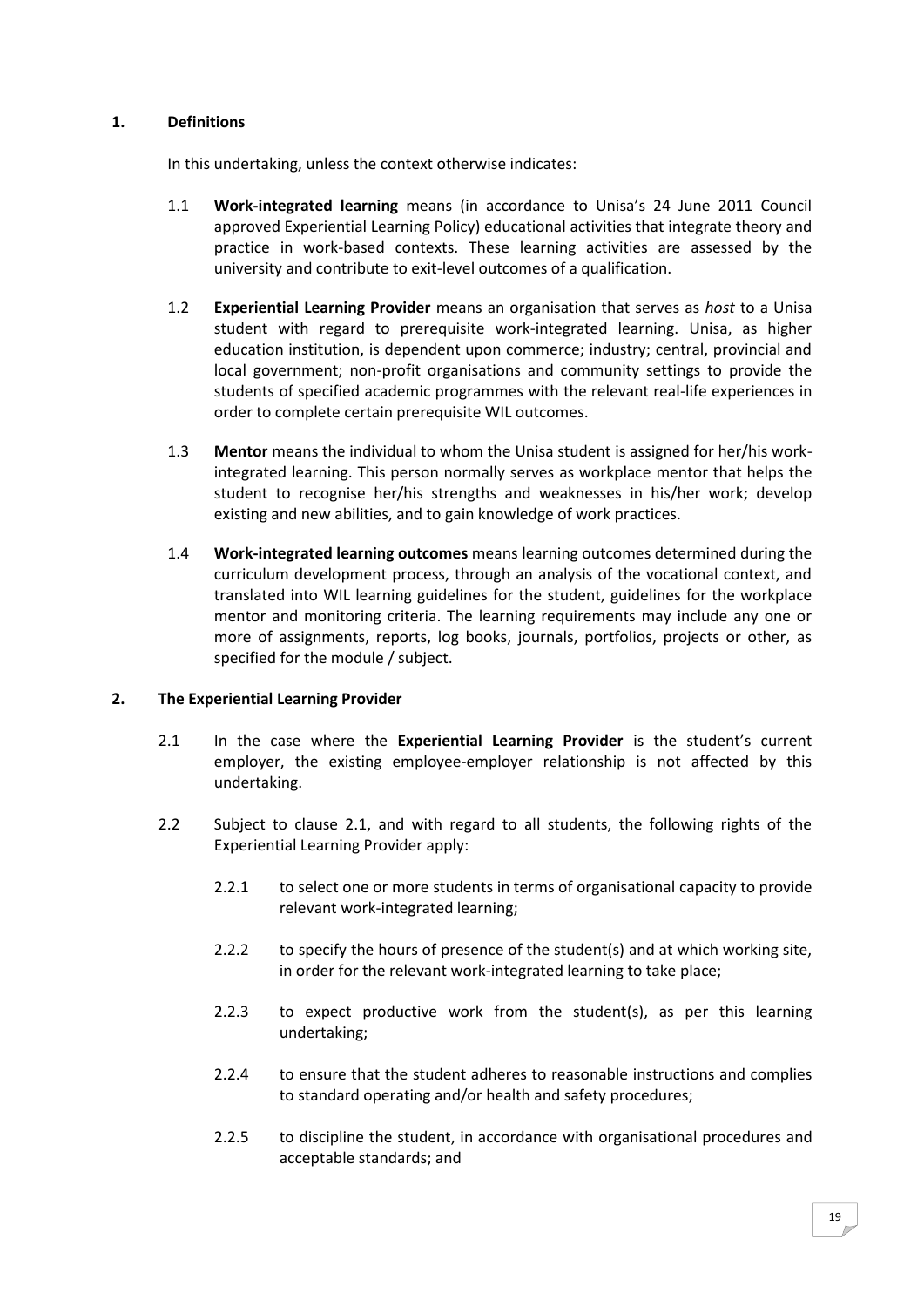## 1. Definitions

In this undertaking, unless the context otherwise indicates:

1.1 **Work-integrated learning** means (in accordance to Unisa's 24 June 2011 Council approved Experiential Learning Policy) educational activities that integrate theory and practice in work-based contexts. These learning activities are assessed by the university and contribute to exit-level outcomes of a qualification.

1.2 **Experiential Learning Provider** means an organisation that serves as *host* to a Unisa student with regard to prerequisite work-integrated learning. Unisa, as higher education institution, is dependent upon commerce; industry; central, provincial and local government; non-profit organisations and community settings to provide the students of specified academic programmes with the relevant real-life experiences in order to complete certain prerequisite WIL outcomes.

1.3 **Mentor** means the individual to whom the Unisa student is assigned for her/his work-integrated learning. This person normally serves as workplace mentor that helps the student to recognise her/his strengths and weaknesses in his/her work; develop existing and new abilities, and to gain knowledge of work practices.

1.4 **Work-integrated learning outcomes** means learning outcomes determined during the curriculum development process, through an analysis of the vocational context, and translated into WIL learning guidelines for the student, guidelines for the workplace mentor and monitoring criteria. The learning requirements may include any one or more of assignments, reports, log books, journals, portfolios, projects or other, as specified for the module / subject.

## 2. The Experiential Learning Provider

2.1 In the case where the **Experiential Learning Provider** is the student's current employer, the existing employee-employer relationship is not affected by this undertaking.

2.2 Subject to clause 2.1, and with regard to all students, the following rights of the Experiential Learning Provider apply:

2.2.1 to select one or more students in terms of organisational capacity to provide relevant work-integrated learning;

2.2.2 to specify the hours of presence of the student(s) and at which working site, in order for the relevant work-integrated learning to take place;

2.2.3 to expect productive work from the student(s), as per this learning undertaking;

2.2.4 to ensure that the student adheres to reasonable instructions and complies to standard operating and/or health and safety procedures;

2.2.5 to discipline the student, in accordance with organisational procedures and acceptable standards; and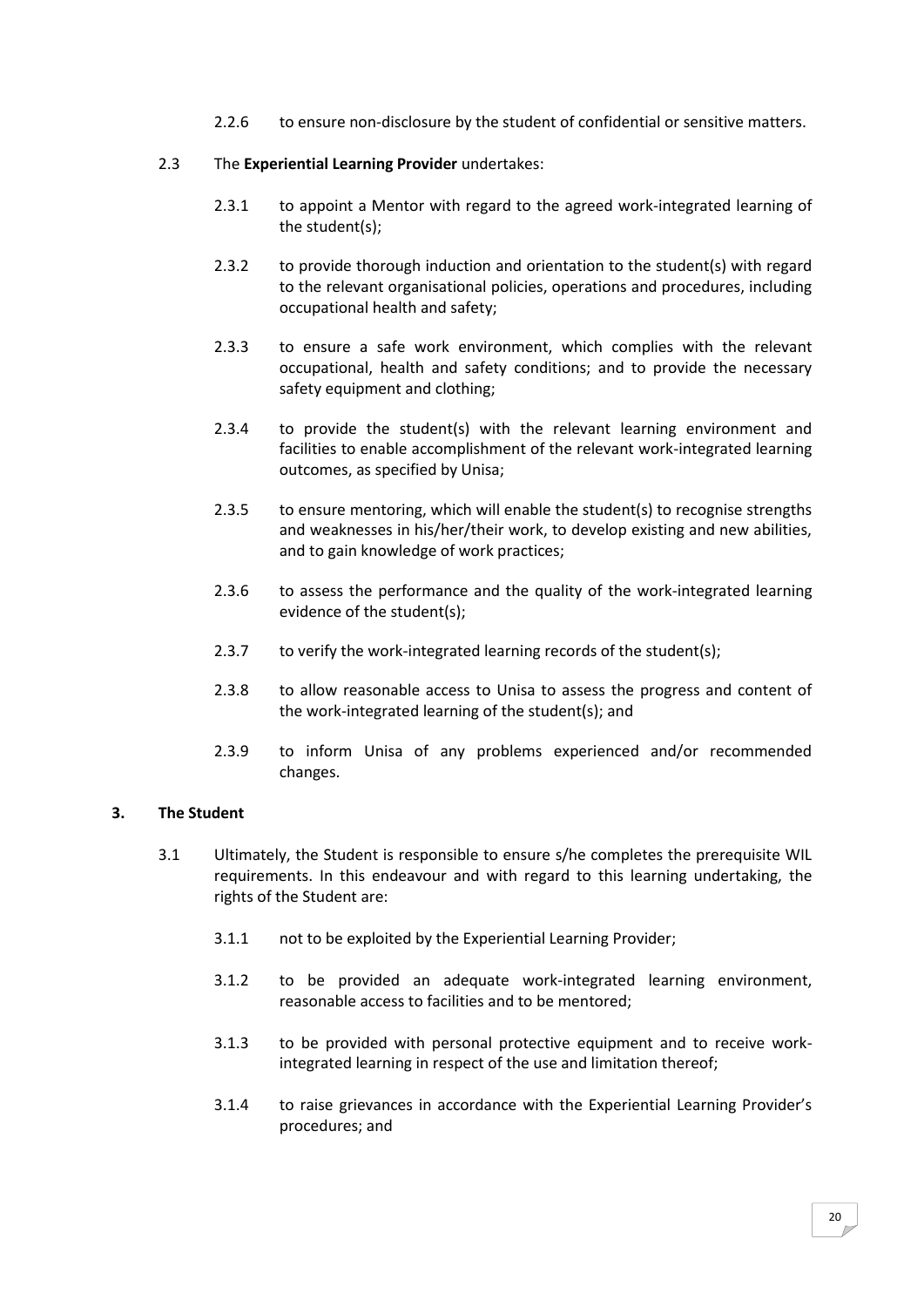2.2.6 to ensure non-disclosure by the student of confidential or sensitive matters.

2.3 The **Experiential Learning Provider** undertakes:

2.3.1 to appoint a Mentor with regard to the agreed work-integrated learning of the student(s);

2.3.2 to provide thorough induction and orientation to the student(s) with regard to the relevant organisational policies, operations and procedures, including occupational health and safety;

2.3.3 to ensure a safe work environment, which complies with the relevant occupational, health and safety conditions; and to provide the necessary safety equipment and clothing;

2.3.4 to provide the student(s) with the relevant learning environment and facilities to enable accomplishment of the relevant work-integrated learning outcomes, as specified by Unisa;

2.3.5 to ensure mentoring, which will enable the student(s) to recognise strengths and weaknesses in his/her/their work, to develop existing and new abilities, and to gain knowledge of work practices;

2.3.6 to assess the performance and the quality of the work-integrated learning evidence of the student(s);

2.3.7 to verify the work-integrated learning records of the student(s);

2.3.8 to allow reasonable access to Unisa to assess the progress and content of the work-integrated learning of the student(s); and

2.3.9 to inform Unisa of any problems experienced and/or recommended changes.

## 3. The Student

3.1 Ultimately, the Student is responsible to ensure s/he completes the prerequisite WIL requirements. In this endeavour and with regard to this learning undertaking, the rights of the Student are:

3.1.1 not to be exploited by the Experiential Learning Provider;

3.1.2 to be provided an adequate work-integrated learning environment, reasonable access to facilities and to be mentored;

3.1.3 to be provided with personal protective equipment and to receive work-integrated learning in respect of the use and limitation thereof;

3.1.4 to raise grievances in accordance with the Experiential Learning Provider's procedures; and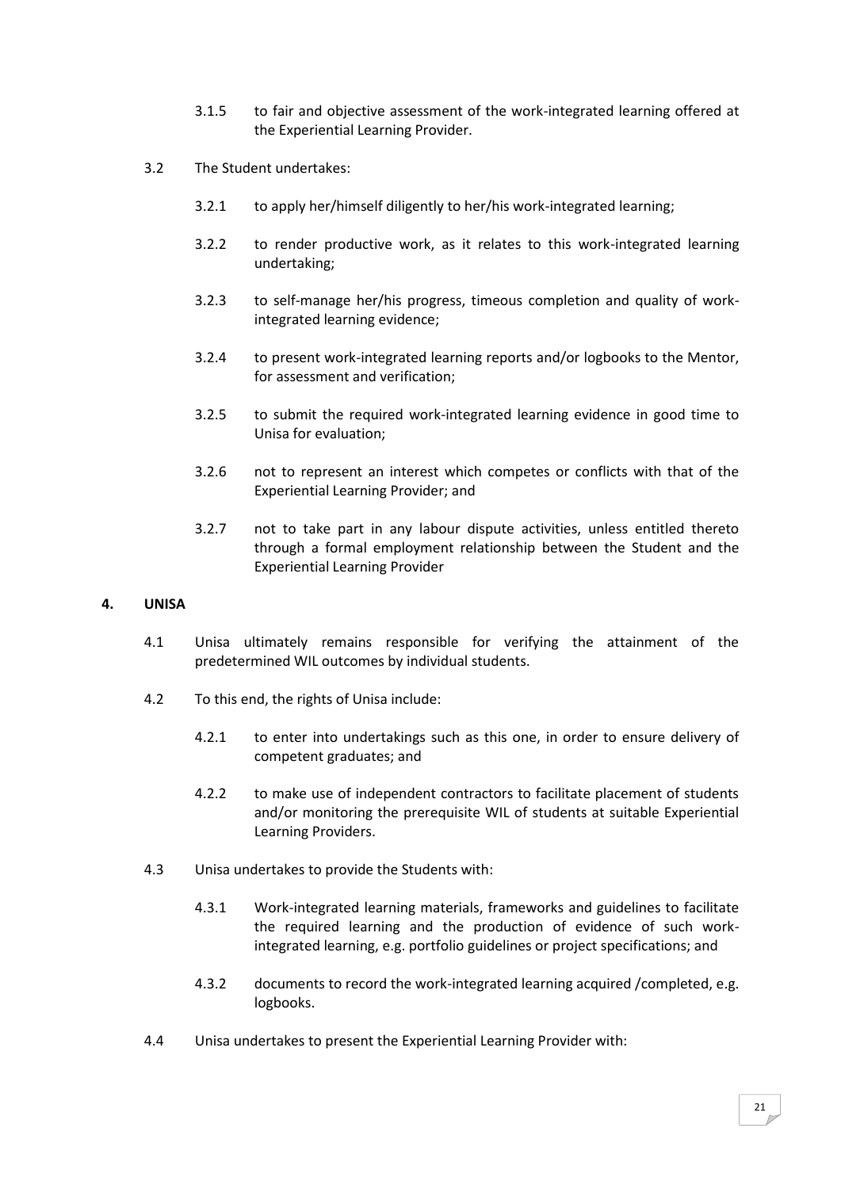3.1.5 to fair and objective assessment of the work-integrated learning offered at the Experiential Learning Provider.

3.2 The Student undertakes:

3.2.1 to apply her/himself diligently to her/his work-integrated learning;

3.2.2 to render productive work, as it relates to this work-integrated learning undertaking;

3.2.3 to self-manage her/his progress, timeous completion and quality of work-integrated learning evidence;

3.2.4 to present work-integrated learning reports and/or logbooks to the Mentor, for assessment and verification;

3.2.5 to submit the required work-integrated learning evidence in good time to Unisa for evaluation;

3.2.6 not to represent an interest which competes or conflicts with that of the Experiential Learning Provider; and

3.2.7 not to take part in any labour dispute activities, unless entitled thereto through a formal employment relationship between the Student and the Experiential Learning Provider

**4. UNISA**

4.1 Unisa ultimately remains responsible for verifying the attainment of the predetermined WIL outcomes by individual students.

4.2 To this end, the rights of Unisa include:

4.2.1 to enter into undertakings such as this one, in order to ensure delivery of competent graduates; and

4.2.2 to make use of independent contractors to facilitate placement of students and/or monitoring the prerequisite WIL of students at suitable Experiential Learning Providers.

4.3 Unisa undertakes to provide the Students with:

4.3.1 Work-integrated learning materials, frameworks and guidelines to facilitate the required learning and the production of evidence of such work-integrated learning, e.g. portfolio guidelines or project specifications; and

4.3.2 documents to record the work-integrated learning acquired /completed, e.g. logbooks.

4.4 Unisa undertakes to present the Experiential Learning Provider with: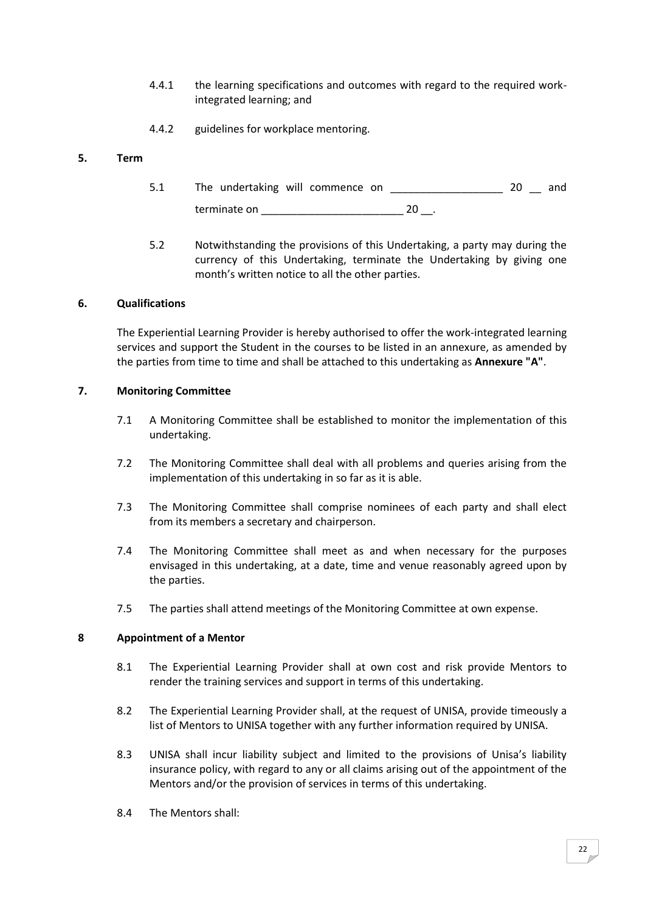4.4.1 the learning specifications and outcomes with regard to the required work-integrated learning; and

4.4.2 guidelines for workplace mentoring.

**5. Term**

5.1 The undertaking will commence on ___________________ 20 __ and terminate on ________________________ 20 __.

5.2 Notwithstanding the provisions of this Undertaking, a party may during the currency of this Undertaking, terminate the Undertaking by giving one month's written notice to all the other parties.

**6. Qualifications**

The Experiential Learning Provider is hereby authorised to offer the work-integrated learning services and support the Student in the courses to be listed in an annexure, as amended by the parties from time to time and shall be attached to this undertaking as **Annexure "A"**.

**7. Monitoring Committee**

7.1 A Monitoring Committee shall be established to monitor the implementation of this undertaking.

7.2 The Monitoring Committee shall deal with all problems and queries arising from the implementation of this undertaking in so far as it is able.

7.3 The Monitoring Committee shall comprise nominees of each party and shall elect from its members a secretary and chairperson.

7.4 The Monitoring Committee shall meet as and when necessary for the purposes envisaged in this undertaking, at a date, time and venue reasonably agreed upon by the parties.

7.5 The parties shall attend meetings of the Monitoring Committee at own expense.

**8 Appointment of a Mentor**

8.1 The Experiential Learning Provider shall at own cost and risk provide Mentors to render the training services and support in terms of this undertaking.

8.2 The Experiential Learning Provider shall, at the request of UNISA, provide timeously a list of Mentors to UNISA together with any further information required by UNISA.

8.3 UNISA shall incur liability subject and limited to the provisions of Unisa's liability insurance policy, with regard to any or all claims arising out of the appointment of the Mentors and/or the provision of services in terms of this undertaking.

8.4 The Mentors shall: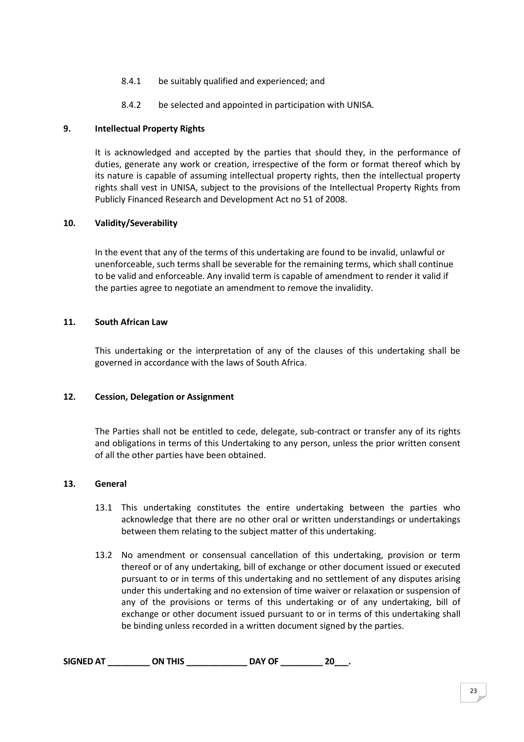8.4.1 be suitably qualified and experienced; and

8.4.2 be selected and appointed in participation with UNISA.

**9. Intellectual Property Rights**

It is acknowledged and accepted by the parties that should they, in the performance of duties, generate any work or creation, irrespective of the form or format thereof which by its nature is capable of assuming intellectual property rights, then the intellectual property rights shall vest in UNISA, subject to the provisions of the Intellectual Property Rights from Publicly Financed Research and Development Act no 51 of 2008.

**10. Validity/Severability**

In the event that any of the terms of this undertaking are found to be invalid, unlawful or unenforceable, such terms shall be severable for the remaining terms, which shall continue to be valid and enforceable. Any invalid term is capable of amendment to render it valid if the parties agree to negotiate an amendment to remove the invalidity.

**11. South African Law**

This undertaking or the interpretation of any of the clauses of this undertaking shall be governed in accordance with the laws of South Africa.

**12. Cession, Delegation or Assignment**

The Parties shall not be entitled to cede, delegate, sub-contract or transfer any of its rights and obligations in terms of this Undertaking to any person, unless the prior written consent of all the other parties have been obtained.

**13. General**

13.1 This undertaking constitutes the entire undertaking between the parties who acknowledge that there are no other oral or written understandings or undertakings between them relating to the subject matter of this undertaking.

13.2 No amendment or consensual cancellation of this undertaking, provision or term thereof or of any undertaking, bill of exchange or other document issued or executed pursuant to or in terms of this undertaking and no settlement of any disputes arising under this undertaking and no extension of time waiver or relaxation or suspension of any of the provisions or terms of this undertaking or of any undertaking, bill of exchange or other document issued pursuant to or in terms of this undertaking shall be binding unless recorded in a written document signed by the parties.

**SIGNED AT _________ ON THIS _____________ DAY OF _________ 20___.**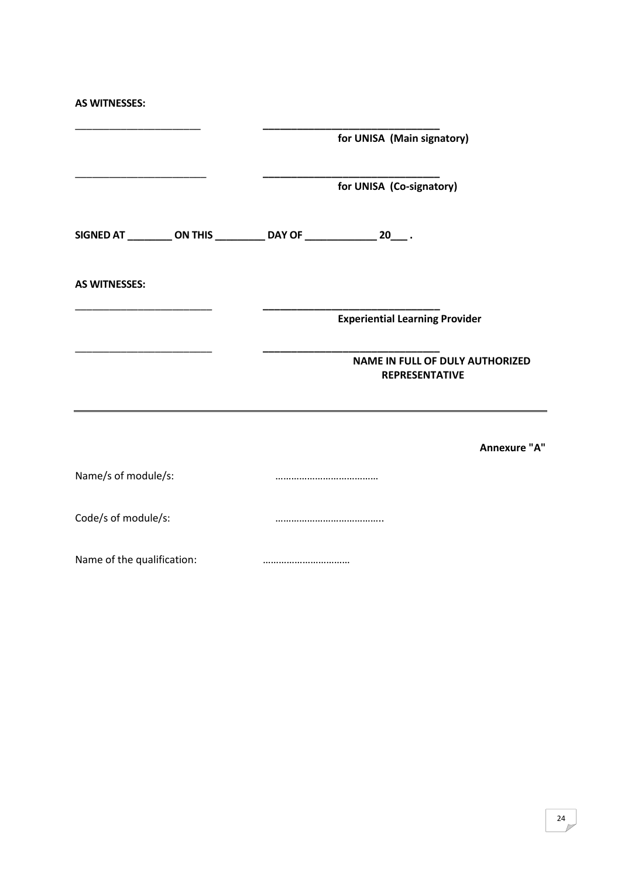**AS WITNESSES:**

_______________________ &nbsp;&nbsp;&nbsp;&nbsp;&nbsp;&nbsp;&nbsp;&nbsp; _______________________________
**for UNISA (Main signatory)**

_______________________ &nbsp;&nbsp;&nbsp;&nbsp;&nbsp;&nbsp;&nbsp;&nbsp; _______________________________
**for UNISA (Co-signatory)**

**SIGNED AT ________ ON THIS _________ DAY OF _____________ 20___ .**

**AS WITNESSES:**

_______________________ &nbsp;&nbsp;&nbsp;&nbsp;&nbsp;&nbsp;&nbsp;&nbsp; _______________________________
**Experiential Learning Provider**

_______________________ &nbsp;&nbsp;&nbsp;&nbsp;&nbsp;&nbsp;&nbsp;&nbsp; _______________________________
**NAME IN FULL OF DULY AUTHORIZED REPRESENTATIVE**

---

**Annexure "A"**

Name/s of module/s: ………………………………

Code/s of module/s: …………………………………..

Name of the qualification: ……………………………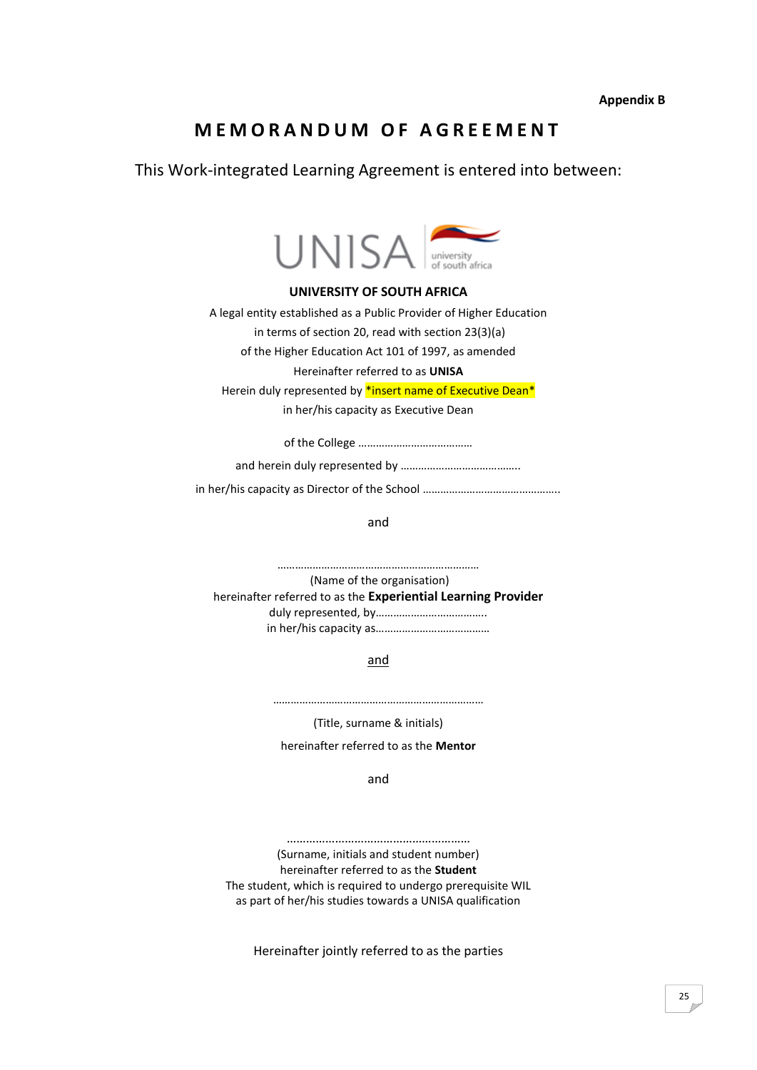**Appendix B**

# MEMORANDUM OF AGREEMENT

This Work-integrated Learning Agreement is entered into between:

UNISA university of south africa

**UNIVERSITY OF SOUTH AFRICA**

A legal entity established as a Public Provider of Higher Education

in terms of section 20, read with section 23(3)(a)

of the Higher Education Act 101 of 1997, as amended

Hereinafter referred to as **UNISA**

Herein duly represented by *insert name of Executive Dean*

in her/his capacity as Executive Dean

of the College …………………………………

and herein duly represented by …………………………………..

in her/his capacity as Director of the School ………………………………………..

and

……………………………………………………………

(Name of the organisation)

hereinafter referred to as the **Experiential Learning Provider**

duly represented, by………………………………..

in her/his capacity as…………………………………

and

………………………………………………………………

(Title, surname & initials)

hereinafter referred to as the **Mentor**

and

…………………………………………………

(Surname, initials and student number)

hereinafter referred to as the **Student**

The student, which is required to undergo prerequisite WIL as part of her/his studies towards a UNISA qualification

Hereinafter jointly referred to as the parties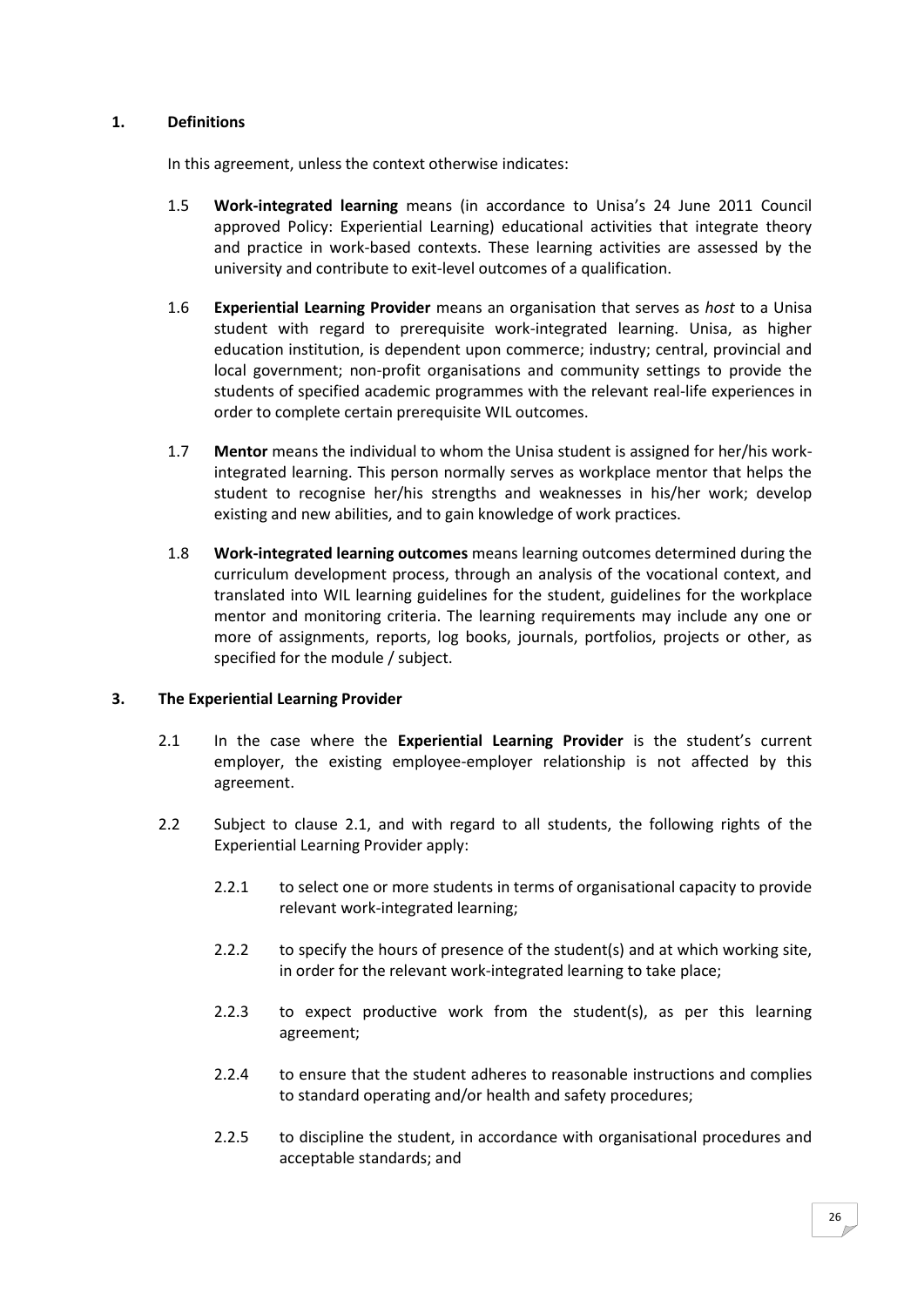## 1. Definitions

In this agreement, unless the context otherwise indicates:

1.5 **Work-integrated learning** means (in accordance to Unisa's 24 June 2011 Council approved Policy: Experiential Learning) educational activities that integrate theory and practice in work-based contexts. These learning activities are assessed by the university and contribute to exit-level outcomes of a qualification.

1.6 **Experiential Learning Provider** means an organisation that serves as *host* to a Unisa student with regard to prerequisite work-integrated learning. Unisa, as higher education institution, is dependent upon commerce; industry; central, provincial and local government; non-profit organisations and community settings to provide the students of specified academic programmes with the relevant real-life experiences in order to complete certain prerequisite WIL outcomes.

1.7 **Mentor** means the individual to whom the Unisa student is assigned for her/his work-integrated learning. This person normally serves as workplace mentor that helps the student to recognise her/his strengths and weaknesses in his/her work; develop existing and new abilities, and to gain knowledge of work practices.

1.8 **Work-integrated learning outcomes** means learning outcomes determined during the curriculum development process, through an analysis of the vocational context, and translated into WIL learning guidelines for the student, guidelines for the workplace mentor and monitoring criteria. The learning requirements may include any one or more of assignments, reports, log books, journals, portfolios, projects or other, as specified for the module / subject.

## 3. The Experiential Learning Provider

2.1 In the case where the **Experiential Learning Provider** is the student's current employer, the existing employee-employer relationship is not affected by this agreement.

2.2 Subject to clause 2.1, and with regard to all students, the following rights of the Experiential Learning Provider apply:

2.2.1 to select one or more students in terms of organisational capacity to provide relevant work-integrated learning;

2.2.2 to specify the hours of presence of the student(s) and at which working site, in order for the relevant work-integrated learning to take place;

2.2.3 to expect productive work from the student(s), as per this learning agreement;

2.2.4 to ensure that the student adheres to reasonable instructions and complies to standard operating and/or health and safety procedures;

2.2.5 to discipline the student, in accordance with organisational procedures and acceptable standards; and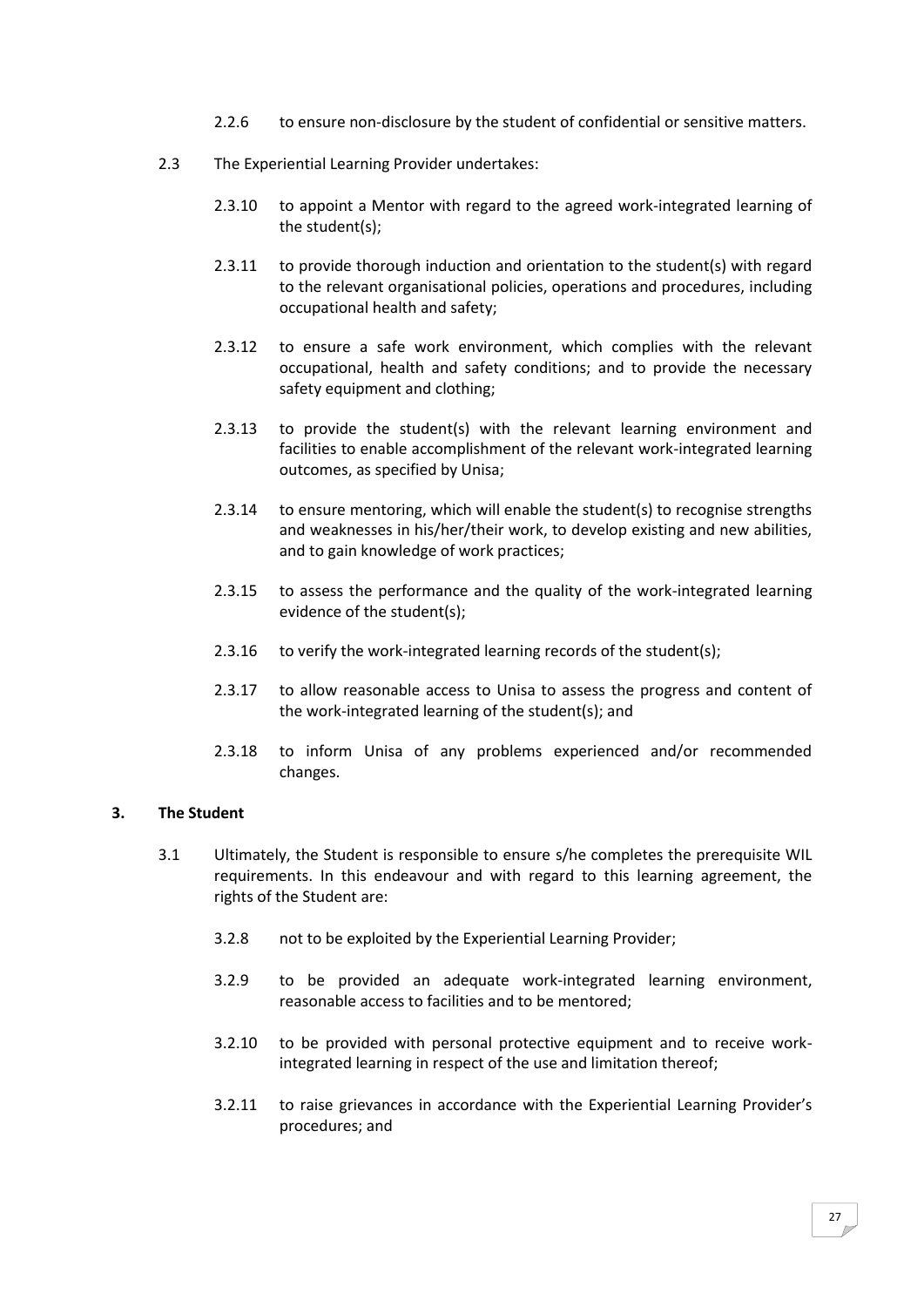2.2.6 to ensure non-disclosure by the student of confidential or sensitive matters.

2.3 The Experiential Learning Provider undertakes:

2.3.10 to appoint a Mentor with regard to the agreed work-integrated learning of the student(s);

2.3.11 to provide thorough induction and orientation to the student(s) with regard to the relevant organisational policies, operations and procedures, including occupational health and safety;

2.3.12 to ensure a safe work environment, which complies with the relevant occupational, health and safety conditions; and to provide the necessary safety equipment and clothing;

2.3.13 to provide the student(s) with the relevant learning environment and facilities to enable accomplishment of the relevant work-integrated learning outcomes, as specified by Unisa;

2.3.14 to ensure mentoring, which will enable the student(s) to recognise strengths and weaknesses in his/her/their work, to develop existing and new abilities, and to gain knowledge of work practices;

2.3.15 to assess the performance and the quality of the work-integrated learning evidence of the student(s);

2.3.16 to verify the work-integrated learning records of the student(s);

2.3.17 to allow reasonable access to Unisa to assess the progress and content of the work-integrated learning of the student(s); and

2.3.18 to inform Unisa of any problems experienced and/or recommended changes.

**3. The Student**

3.1 Ultimately, the Student is responsible to ensure s/he completes the prerequisite WIL requirements. In this endeavour and with regard to this learning agreement, the rights of the Student are:

3.2.8 not to be exploited by the Experiential Learning Provider;

3.2.9 to be provided an adequate work-integrated learning environment, reasonable access to facilities and to be mentored;

3.2.10 to be provided with personal protective equipment and to receive work-integrated learning in respect of the use and limitation thereof;

3.2.11 to raise grievances in accordance with the Experiential Learning Provider's procedures; and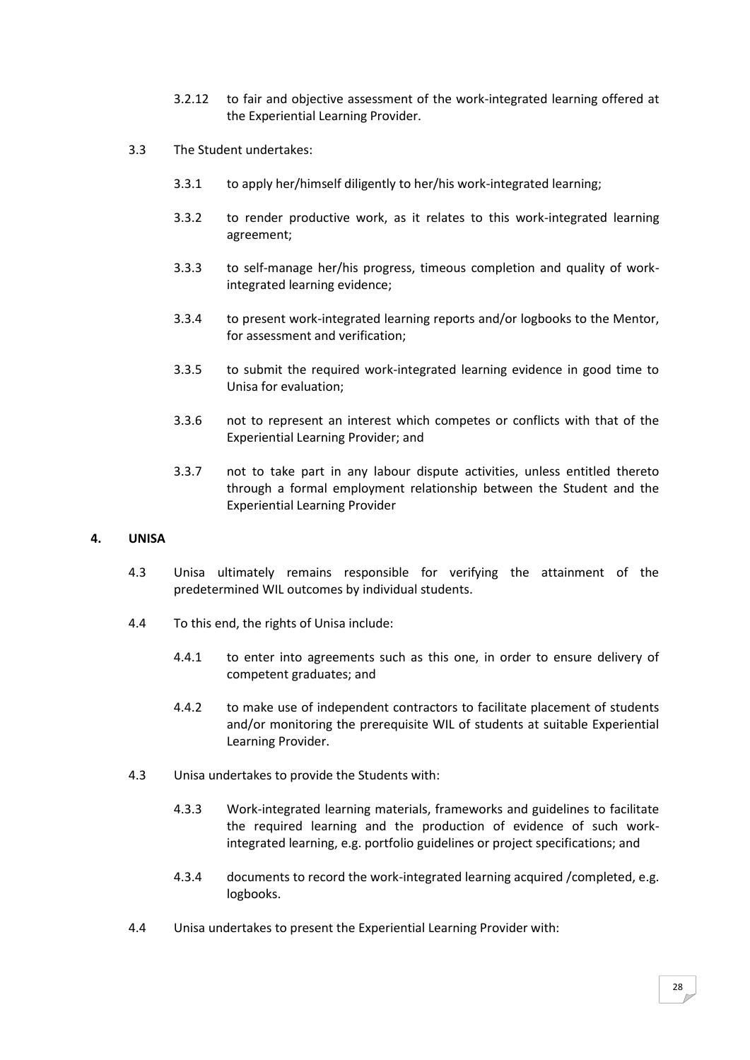3.2.12 to fair and objective assessment of the work-integrated learning offered at the Experiential Learning Provider.

3.3 The Student undertakes:

3.3.1 to apply her/himself diligently to her/his work-integrated learning;

3.3.2 to render productive work, as it relates to this work-integrated learning agreement;

3.3.3 to self-manage her/his progress, timeous completion and quality of work-integrated learning evidence;

3.3.4 to present work-integrated learning reports and/or logbooks to the Mentor, for assessment and verification;

3.3.5 to submit the required work-integrated learning evidence in good time to Unisa for evaluation;

3.3.6 not to represent an interest which competes or conflicts with that of the Experiential Learning Provider; and

3.3.7 not to take part in any labour dispute activities, unless entitled thereto through a formal employment relationship between the Student and the Experiential Learning Provider

**4. UNISA**

4.3 Unisa ultimately remains responsible for verifying the attainment of the predetermined WIL outcomes by individual students.

4.4 To this end, the rights of Unisa include:

4.4.1 to enter into agreements such as this one, in order to ensure delivery of competent graduates; and

4.4.2 to make use of independent contractors to facilitate placement of students and/or monitoring the prerequisite WIL of students at suitable Experiential Learning Provider.

4.3 Unisa undertakes to provide the Students with:

4.3.3 Work-integrated learning materials, frameworks and guidelines to facilitate the required learning and the production of evidence of such work-integrated learning, e.g. portfolio guidelines or project specifications; and

4.3.4 documents to record the work-integrated learning acquired /completed, e.g. logbooks.

4.4 Unisa undertakes to present the Experiential Learning Provider with: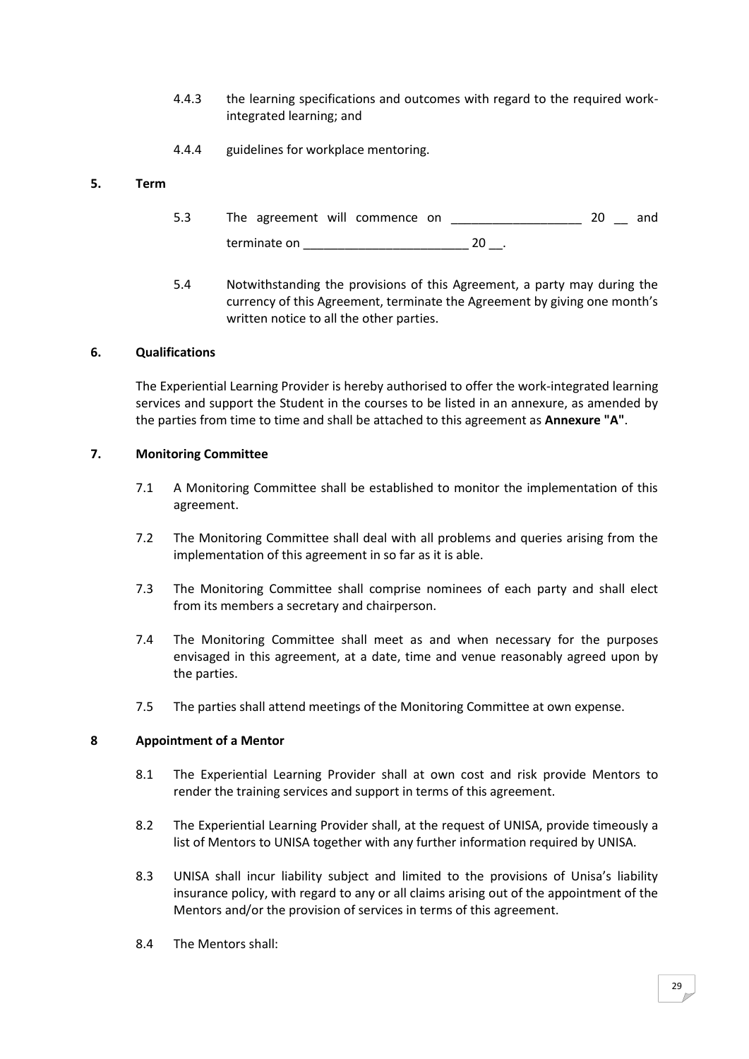4.4.3 the learning specifications and outcomes with regard to the required work-integrated learning; and

4.4.4 guidelines for workplace mentoring.

## 5. Term

5.3 The agreement will commence on ___________________ 20 __ and terminate on ________________________ 20 __.

5.4 Notwithstanding the provisions of this Agreement, a party may during the currency of this Agreement, terminate the Agreement by giving one month's written notice to all the other parties.

## 6. Qualifications

The Experiential Learning Provider is hereby authorised to offer the work-integrated learning services and support the Student in the courses to be listed in an annexure, as amended by the parties from time to time and shall be attached to this agreement as **Annexure "A"**.

## 7. Monitoring Committee

7.1 A Monitoring Committee shall be established to monitor the implementation of this agreement.

7.2 The Monitoring Committee shall deal with all problems and queries arising from the implementation of this agreement in so far as it is able.

7.3 The Monitoring Committee shall comprise nominees of each party and shall elect from its members a secretary and chairperson.

7.4 The Monitoring Committee shall meet as and when necessary for the purposes envisaged in this agreement, at a date, time and venue reasonably agreed upon by the parties.

7.5 The parties shall attend meetings of the Monitoring Committee at own expense.

## 8 Appointment of a Mentor

8.1 The Experiential Learning Provider shall at own cost and risk provide Mentors to render the training services and support in terms of this agreement.

8.2 The Experiential Learning Provider shall, at the request of UNISA, provide timeously a list of Mentors to UNISA together with any further information required by UNISA.

8.3 UNISA shall incur liability subject and limited to the provisions of Unisa's liability insurance policy, with regard to any or all claims arising out of the appointment of the Mentors and/or the provision of services in terms of this agreement.

8.4 The Mentors shall: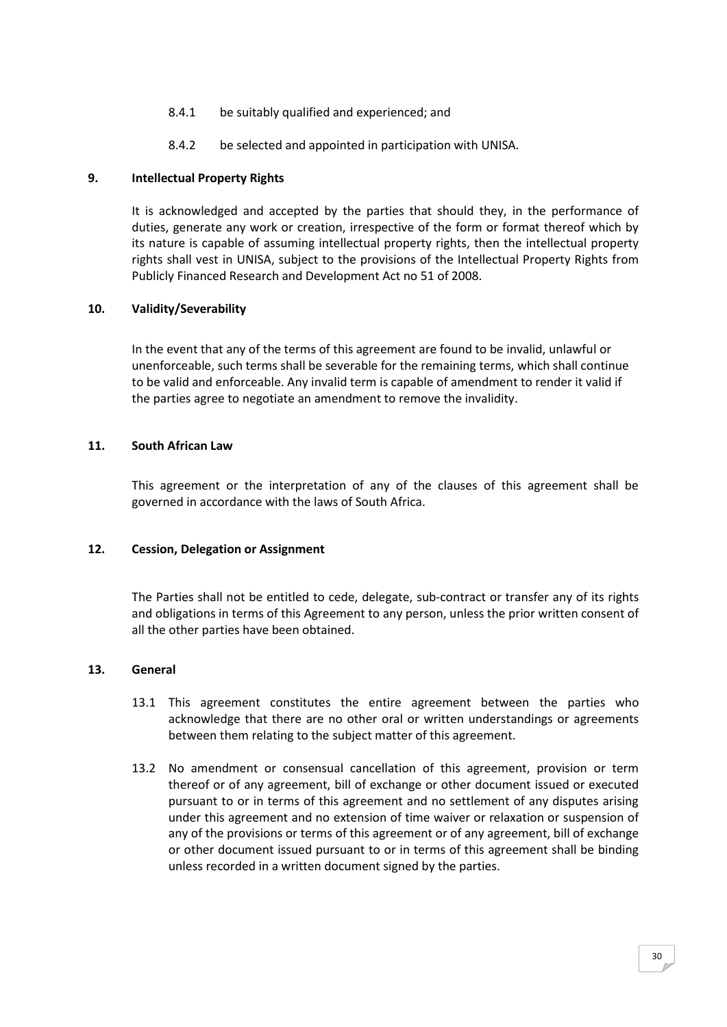8.4.1 be suitably qualified and experienced; and

8.4.2 be selected and appointed in participation with UNISA.

**9. Intellectual Property Rights**

It is acknowledged and accepted by the parties that should they, in the performance of duties, generate any work or creation, irrespective of the form or format thereof which by its nature is capable of assuming intellectual property rights, then the intellectual property rights shall vest in UNISA, subject to the provisions of the Intellectual Property Rights from Publicly Financed Research and Development Act no 51 of 2008.

**10. Validity/Severability**

In the event that any of the terms of this agreement are found to be invalid, unlawful or unenforceable, such terms shall be severable for the remaining terms, which shall continue to be valid and enforceable. Any invalid term is capable of amendment to render it valid if the parties agree to negotiate an amendment to remove the invalidity.

**11. South African Law**

This agreement or the interpretation of any of the clauses of this agreement shall be governed in accordance with the laws of South Africa.

**12. Cession, Delegation or Assignment**

The Parties shall not be entitled to cede, delegate, sub-contract or transfer any of its rights and obligations in terms of this Agreement to any person, unless the prior written consent of all the other parties have been obtained.

**13. General**

13.1 This agreement constitutes the entire agreement between the parties who acknowledge that there are no other oral or written understandings or agreements between them relating to the subject matter of this agreement.

13.2 No amendment or consensual cancellation of this agreement, provision or term thereof or of any agreement, bill of exchange or other document issued or executed pursuant to or in terms of this agreement and no settlement of any disputes arising under this agreement and no extension of time waiver or relaxation or suspension of any of the provisions or terms of this agreement or of any agreement, bill of exchange or other document issued pursuant to or in terms of this agreement shall be binding unless recorded in a written document signed by the parties.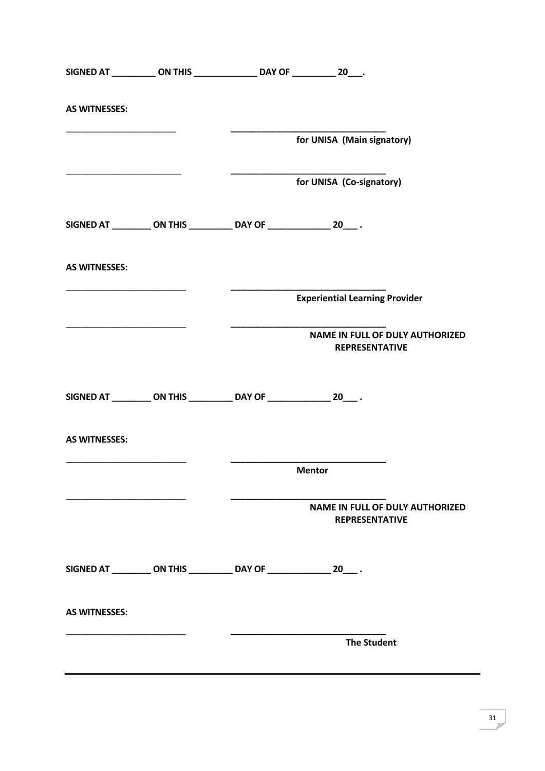**SIGNED AT _________ ON THIS _____________ DAY OF _________ 20___.**

**AS WITNESSES:**

________________________ ________________________________
**for UNISA (Main signatory)**

________________________ ________________________________
**for UNISA (Co-signatory)**

**SIGNED AT ________ ON THIS _________ DAY OF _____________ 20___ .**

**AS WITNESSES:**

________________________ ________________________________
**Experiential Learning Provider**

________________________ ________________________________
**NAME IN FULL OF DULY AUTHORIZED REPRESENTATIVE**

**SIGNED AT ________ ON THIS _________ DAY OF _____________ 20___ .**

**AS WITNESSES:**

________________________ ________________________________
**Mentor**

________________________ ________________________________
**NAME IN FULL OF DULY AUTHORIZED REPRESENTATIVE**

**SIGNED AT ________ ON THIS _________ DAY OF _____________ 20___ .**

**AS WITNESSES:**

________________________ ________________________________
**The Student**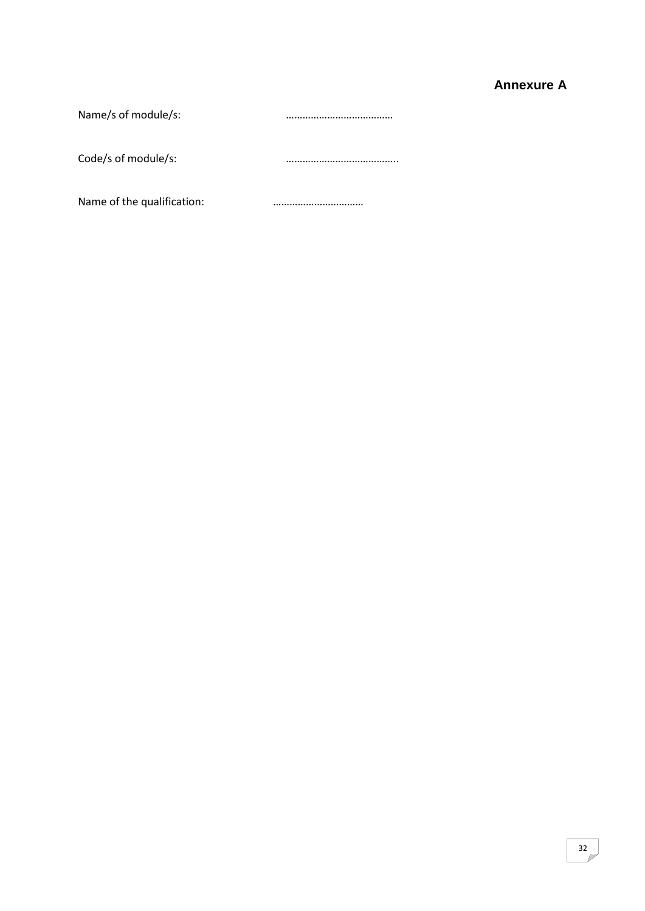**Annexure A**

Name/s of module/s: …………………………………

Code/s of module/s: …………………………………..

Name of the qualification: ……………………………